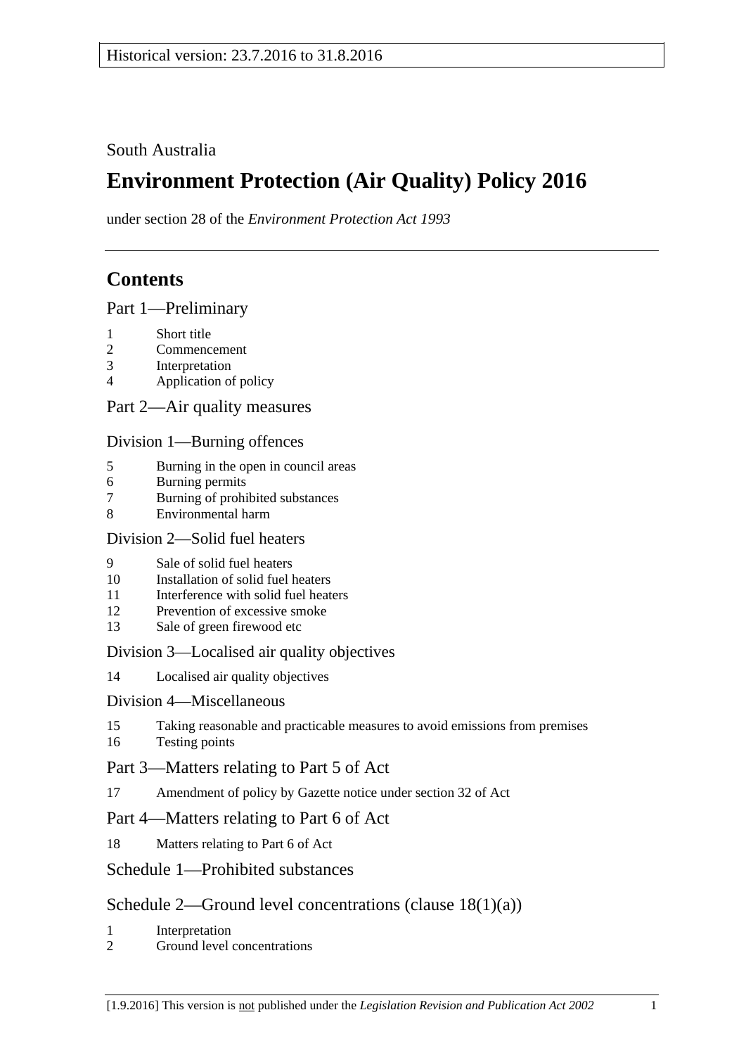Historical version: 23.7.2016 to 31.8.2016

South Australia

# Environment Protection (Air Quality) Policy 2016

under section 28 of the *Environment Protection Act 1993*

## Contents

### Part 1—Preliminary

1 Short title
2 Commencement
3 Interpretation
4 Application of policy

### Part 2—Air quality measures

#### Division 1—Burning offences

5 Burning in the open in council areas
6 Burning permits
7 Burning of prohibited substances
8 Environmental harm

#### Division 2—Solid fuel heaters

9 Sale of solid fuel heaters
10 Installation of solid fuel heaters
11 Interference with solid fuel heaters
12 Prevention of excessive smoke
13 Sale of green firewood etc

#### Division 3—Localised air quality objectives

14 Localised air quality objectives

#### Division 4—Miscellaneous

15 Taking reasonable and practicable measures to avoid emissions from premises
16 Testing points

### Part 3—Matters relating to Part 5 of Act

17 Amendment of policy by Gazette notice under section 32 of Act

### Part 4—Matters relating to Part 6 of Act

18 Matters relating to Part 6 of Act

### Schedule 1—Prohibited substances

### Schedule 2—Ground level concentrations (clause 18(1)(a))

1 Interpretation
2 Ground level concentrations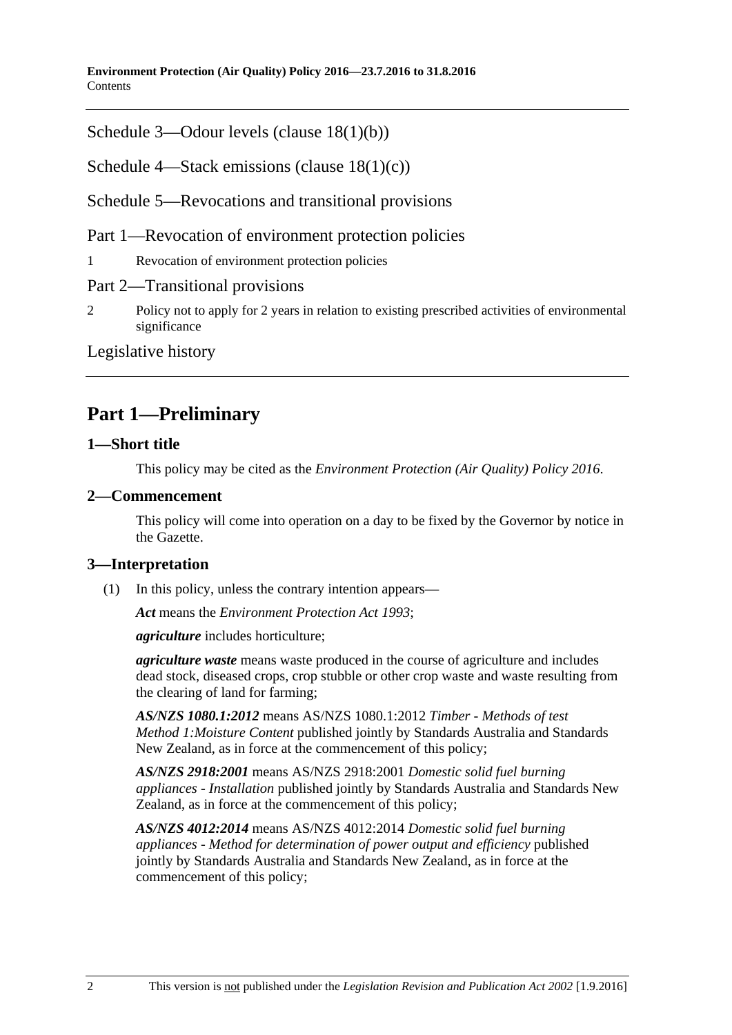Schedule 3—Odour levels (clause 18(1)(b))

Schedule 4—Stack emissions (clause 18(1)(c))

Schedule 5—Revocations and transitional provisions

Part 1—Revocation of environment protection policies

1 Revocation of environment protection policies

Part 2—Transitional provisions

2 Policy not to apply for 2 years in relation to existing prescribed activities of environmental significance

Legislative history

# Part 1—Preliminary

## 1—Short title

This policy may be cited as the *Environment Protection (Air Quality) Policy 2016*.

## 2—Commencement

This policy will come into operation on a day to be fixed by the Governor by notice in the Gazette.

## 3—Interpretation

(1) In this policy, unless the contrary intention appears—

***Act*** means the *Environment Protection Act 1993*;

***agriculture*** includes horticulture;

***agriculture waste*** means waste produced in the course of agriculture and includes dead stock, diseased crops, crop stubble or other crop waste and waste resulting from the clearing of land for farming;

***AS/NZS 1080.1:2012*** means AS/NZS 1080.1:2012 *Timber - Methods of test Method 1:Moisture Content* published jointly by Standards Australia and Standards New Zealand, as in force at the commencement of this policy;

***AS/NZS 2918:2001*** means AS/NZS 2918:2001 *Domestic solid fuel burning appliances - Installation* published jointly by Standards Australia and Standards New Zealand, as in force at the commencement of this policy;

***AS/NZS 4012:2014*** means AS/NZS 4012:2014 *Domestic solid fuel burning appliances - Method for determination of power output and efficiency* published jointly by Standards Australia and Standards New Zealand, as in force at the commencement of this policy;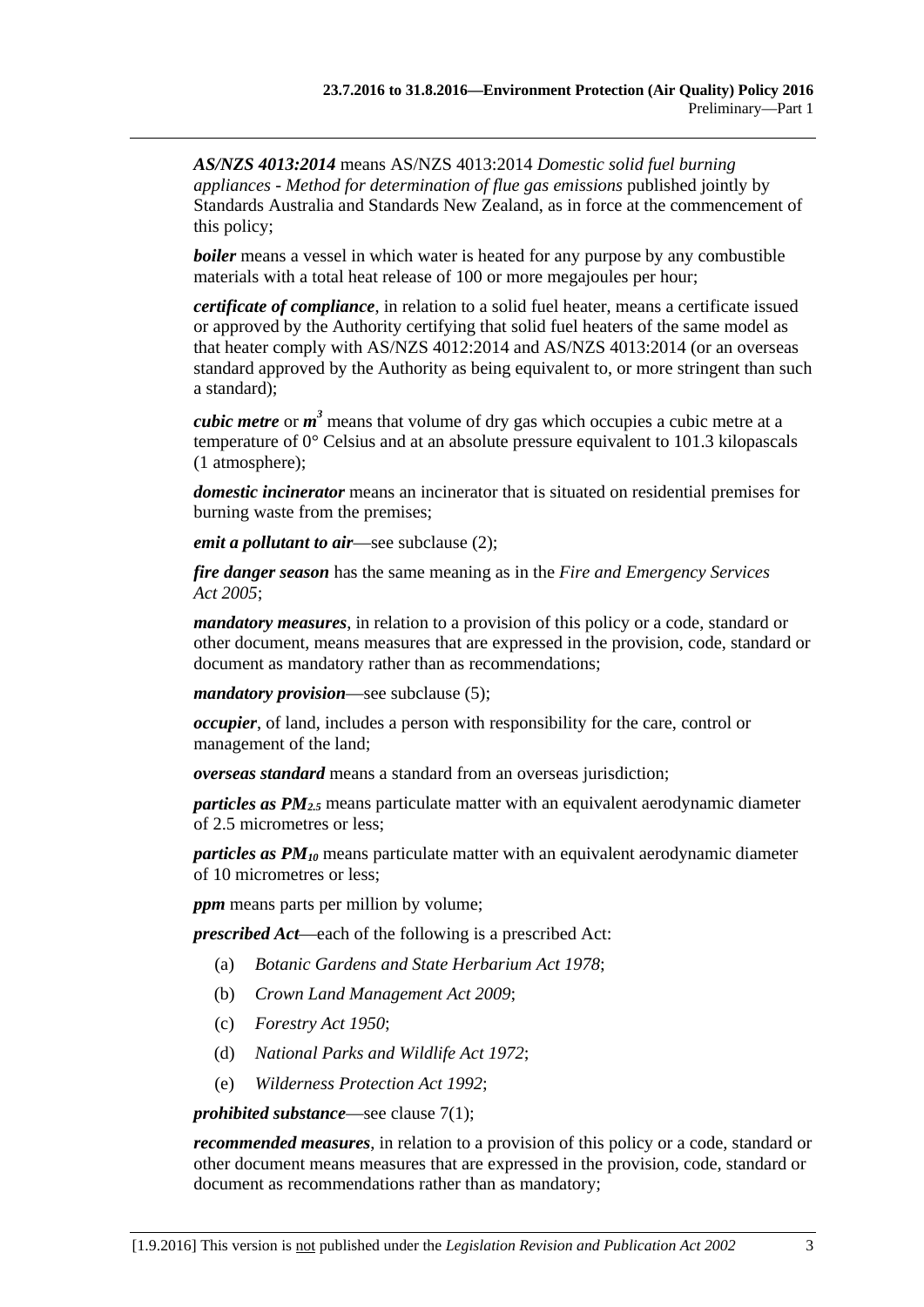***AS/NZS 4013:2014*** means AS/NZS 4013:2014 *Domestic solid fuel burning appliances - Method for determination of flue gas emissions* published jointly by Standards Australia and Standards New Zealand, as in force at the commencement of this policy;

***boiler*** means a vessel in which water is heated for any purpose by any combustible materials with a total heat release of 100 or more megajoules per hour;

***certificate of compliance***, in relation to a solid fuel heater, means a certificate issued or approved by the Authority certifying that solid fuel heaters of the same model as that heater comply with AS/NZS 4012:2014 and AS/NZS 4013:2014 (or an overseas standard approved by the Authority as being equivalent to, or more stringent than such a standard);

***cubic metre*** or ***$m^3$*** means that volume of dry gas which occupies a cubic metre at a temperature of 0° Celsius and at an absolute pressure equivalent to 101.3 kilopascals (1 atmosphere);

***domestic incinerator*** means an incinerator that is situated on residential premises for burning waste from the premises;

***emit a pollutant to air***—see subclause (2);

***fire danger season*** has the same meaning as in the *Fire and Emergency Services Act 2005*;

***mandatory measures***, in relation to a provision of this policy or a code, standard or other document, means measures that are expressed in the provision, code, standard or document as mandatory rather than as recommendations;

***mandatory provision***—see subclause (5);

***occupier***, of land, includes a person with responsibility for the care, control or management of the land;

***overseas standard*** means a standard from an overseas jurisdiction;

***particles as $PM_{2.5}$*** means particulate matter with an equivalent aerodynamic diameter of 2.5 micrometres or less;

***particles as $PM_{10}$*** means particulate matter with an equivalent aerodynamic diameter of 10 micrometres or less;

***ppm*** means parts per million by volume;

***prescribed Act***—each of the following is a prescribed Act:

(a) *Botanic Gardens and State Herbarium Act 1978*;

(b) *Crown Land Management Act 2009*;

(c) *Forestry Act 1950*;

(d) *National Parks and Wildlife Act 1972*;

(e) *Wilderness Protection Act 1992*;

***prohibited substance***—see clause 7(1);

***recommended measures***, in relation to a provision of this policy or a code, standard or other document means measures that are expressed in the provision, code, standard or document as recommendations rather than as mandatory;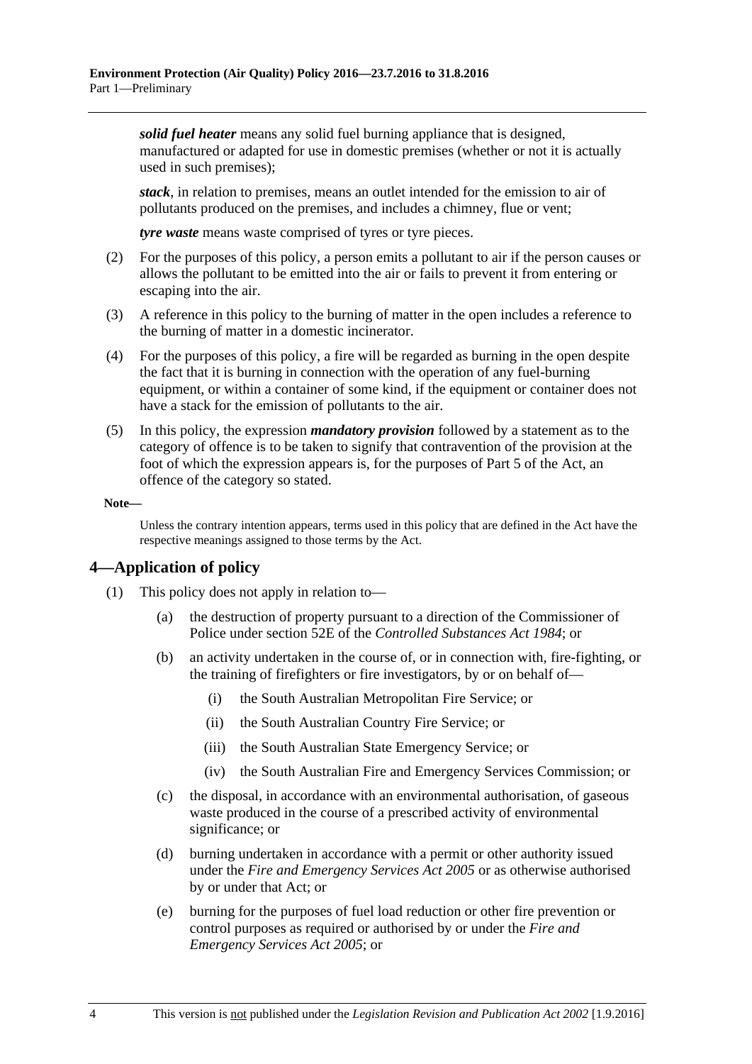***solid fuel heater*** means any solid fuel burning appliance that is designed, manufactured or adapted for use in domestic premises (whether or not it is actually used in such premises);

***stack***, in relation to premises, means an outlet intended for the emission to air of pollutants produced on the premises, and includes a chimney, flue or vent;

***tyre waste*** means waste comprised of tyres or tyre pieces.

(2) For the purposes of this policy, a person emits a pollutant to air if the person causes or allows the pollutant to be emitted into the air or fails to prevent it from entering or escaping into the air.

(3) A reference in this policy to the burning of matter in the open includes a reference to the burning of matter in a domestic incinerator.

(4) For the purposes of this policy, a fire will be regarded as burning in the open despite the fact that it is burning in connection with the operation of any fuel-burning equipment, or within a container of some kind, if the equipment or container does not have a stack for the emission of pollutants to the air.

(5) In this policy, the expression ***mandatory provision*** followed by a statement as to the category of offence is to be taken to signify that contravention of the provision at the foot of which the expression appears is, for the purposes of Part 5 of the Act, an offence of the category so stated.

**Note—**

Unless the contrary intention appears, terms used in this policy that are defined in the Act have the respective meanings assigned to those terms by the Act.

## 4—Application of policy

(1) This policy does not apply in relation to—

(a) the destruction of property pursuant to a direction of the Commissioner of Police under section 52E of the *Controlled Substances Act 1984*; or

(b) an activity undertaken in the course of, or in connection with, fire-fighting, or the training of firefighters or fire investigators, by or on behalf of—

(i) the South Australian Metropolitan Fire Service; or

(ii) the South Australian Country Fire Service; or

(iii) the South Australian State Emergency Service; or

(iv) the South Australian Fire and Emergency Services Commission; or

(c) the disposal, in accordance with an environmental authorisation, of gaseous waste produced in the course of a prescribed activity of environmental significance; or

(d) burning undertaken in accordance with a permit or other authority issued under the *Fire and Emergency Services Act 2005* or as otherwise authorised by or under that Act; or

(e) burning for the purposes of fuel load reduction or other fire prevention or control purposes as required or authorised by or under the *Fire and Emergency Services Act 2005*; or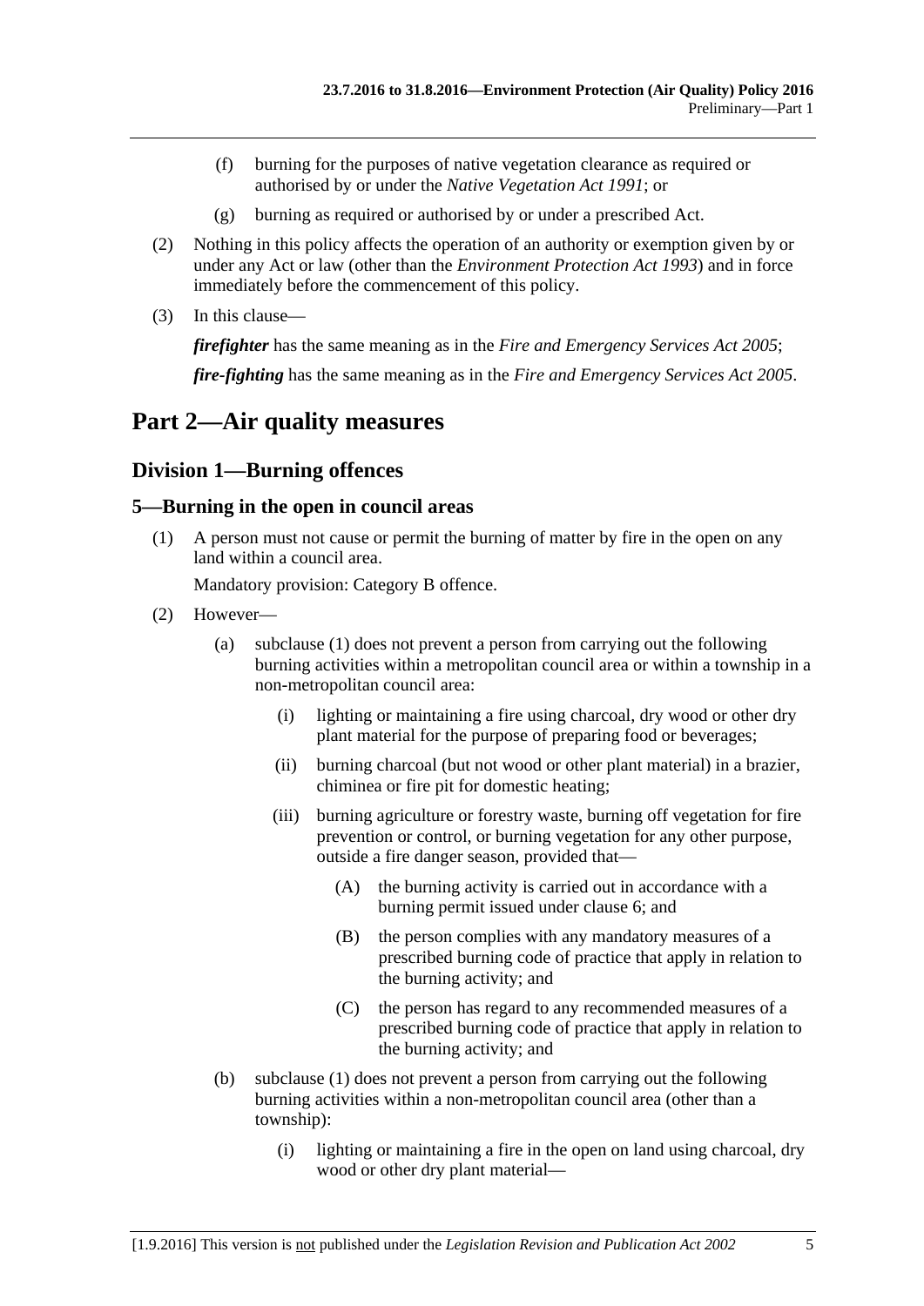(f) burning for the purposes of native vegetation clearance as required or authorised by or under the *Native Vegetation Act 1991*; or

(g) burning as required or authorised by or under a prescribed Act.

(2) Nothing in this policy affects the operation of an authority or exemption given by or under any Act or law (other than the *Environment Protection Act 1993*) and in force immediately before the commencement of this policy.

(3) In this clause—

***firefighter*** has the same meaning as in the *Fire and Emergency Services Act 2005*;

***fire-fighting*** has the same meaning as in the *Fire and Emergency Services Act 2005*.

# Part 2—Air quality measures

## Division 1—Burning offences

### 5—Burning in the open in council areas

(1) A person must not cause or permit the burning of matter by fire in the open on any land within a council area.

Mandatory provision: Category B offence.

(2) However—

(a) subclause (1) does not prevent a person from carrying out the following burning activities within a metropolitan council area or within a township in a non-metropolitan council area:

(i) lighting or maintaining a fire using charcoal, dry wood or other dry plant material for the purpose of preparing food or beverages;

(ii) burning charcoal (but not wood or other plant material) in a brazier, chiminea or fire pit for domestic heating;

(iii) burning agriculture or forestry waste, burning off vegetation for fire prevention or control, or burning vegetation for any other purpose, outside a fire danger season, provided that—

(A) the burning activity is carried out in accordance with a burning permit issued under clause 6; and

(B) the person complies with any mandatory measures of a prescribed burning code of practice that apply in relation to the burning activity; and

(C) the person has regard to any recommended measures of a prescribed burning code of practice that apply in relation to the burning activity; and

(b) subclause (1) does not prevent a person from carrying out the following burning activities within a non-metropolitan council area (other than a township):

(i) lighting or maintaining a fire in the open on land using charcoal, dry wood or other dry plant material—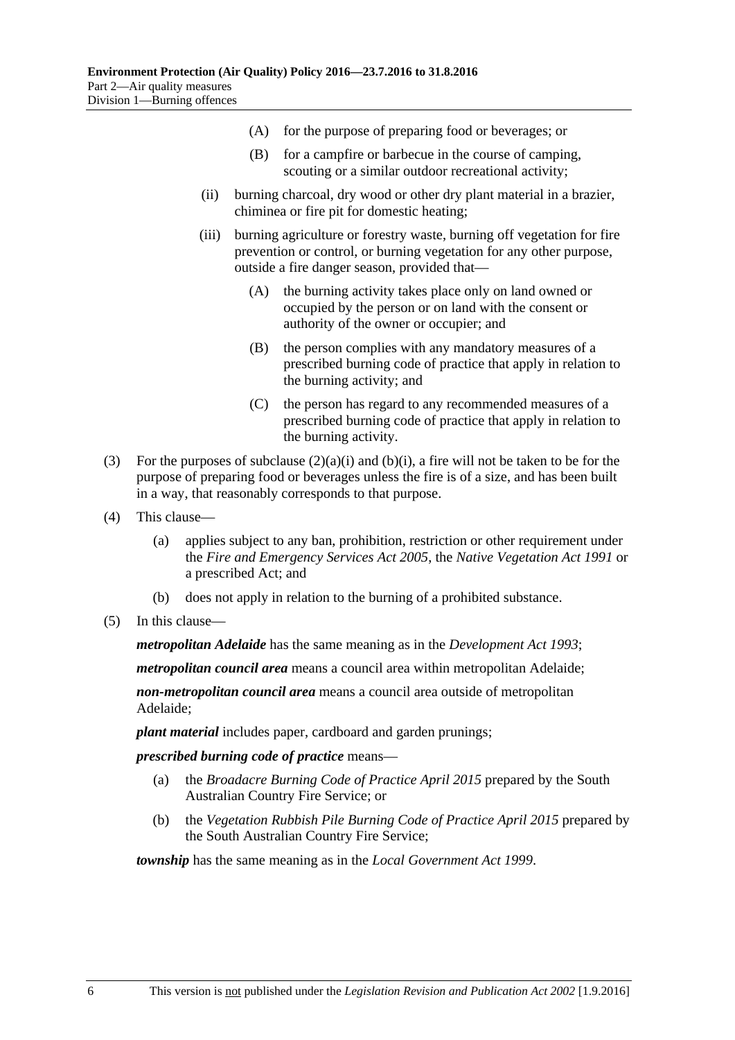(A) for the purpose of preparing food or beverages; or

(B) for a campfire or barbecue in the course of camping, scouting or a similar outdoor recreational activity;

(ii) burning charcoal, dry wood or other dry plant material in a brazier, chiminea or fire pit for domestic heating;

(iii) burning agriculture or forestry waste, burning off vegetation for fire prevention or control, or burning vegetation for any other purpose, outside a fire danger season, provided that—

(A) the burning activity takes place only on land owned or occupied by the person or on land with the consent or authority of the owner or occupier; and

(B) the person complies with any mandatory measures of a prescribed burning code of practice that apply in relation to the burning activity; and

(C) the person has regard to any recommended measures of a prescribed burning code of practice that apply in relation to the burning activity.

(3) For the purposes of subclause (2)(a)(i) and (b)(i), a fire will not be taken to be for the purpose of preparing food or beverages unless the fire is of a size, and has been built in a way, that reasonably corresponds to that purpose.

(4) This clause—

(a) applies subject to any ban, prohibition, restriction or other requirement under the *Fire and Emergency Services Act 2005*, the *Native Vegetation Act 1991* or a prescribed Act; and

(b) does not apply in relation to the burning of a prohibited substance.

(5) In this clause—

***metropolitan Adelaide*** has the same meaning as in the *Development Act 1993*;

***metropolitan council area*** means a council area within metropolitan Adelaide;

***non-metropolitan council area*** means a council area outside of metropolitan Adelaide;

***plant material*** includes paper, cardboard and garden prunings;

***prescribed burning code of practice*** means—

(a) the *Broadacre Burning Code of Practice April 2015* prepared by the South Australian Country Fire Service; or

(b) the *Vegetation Rubbish Pile Burning Code of Practice April 2015* prepared by the South Australian Country Fire Service;

***township*** has the same meaning as in the *Local Government Act 1999*.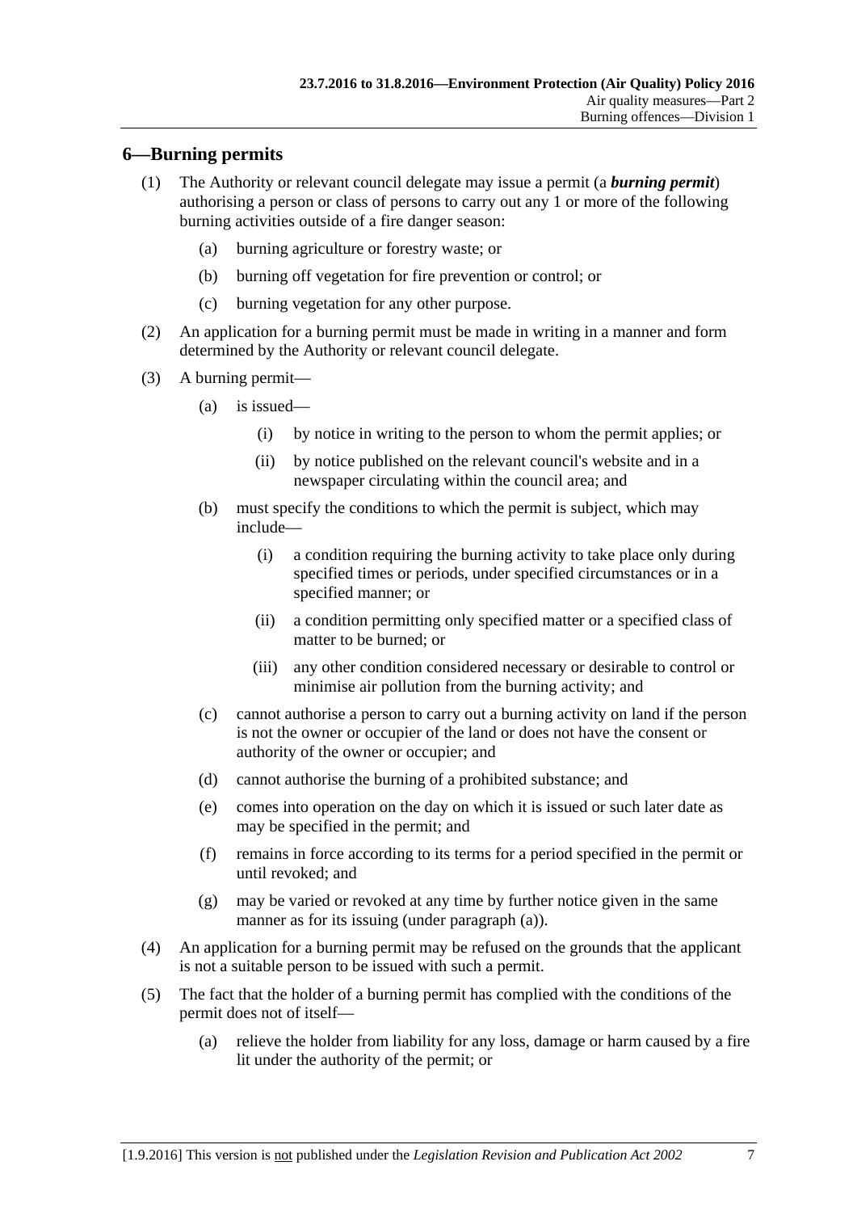## 6—Burning permits

(1) The Authority or relevant council delegate may issue a permit (a ***burning permit***) authorising a person or class of persons to carry out any 1 or more of the following burning activities outside of a fire danger season:

(a) burning agriculture or forestry waste; or

(b) burning off vegetation for fire prevention or control; or

(c) burning vegetation for any other purpose.

(2) An application for a burning permit must be made in writing in a manner and form determined by the Authority or relevant council delegate.

(3) A burning permit—

(a) is issued—

(i) by notice in writing to the person to whom the permit applies; or

(ii) by notice published on the relevant council's website and in a newspaper circulating within the council area; and

(b) must specify the conditions to which the permit is subject, which may include—

(i) a condition requiring the burning activity to take place only during specified times or periods, under specified circumstances or in a specified manner; or

(ii) a condition permitting only specified matter or a specified class of matter to be burned; or

(iii) any other condition considered necessary or desirable to control or minimise air pollution from the burning activity; and

(c) cannot authorise a person to carry out a burning activity on land if the person is not the owner or occupier of the land or does not have the consent or authority of the owner or occupier; and

(d) cannot authorise the burning of a prohibited substance; and

(e) comes into operation on the day on which it is issued or such later date as may be specified in the permit; and

(f) remains in force according to its terms for a period specified in the permit or until revoked; and

(g) may be varied or revoked at any time by further notice given in the same manner as for its issuing (under paragraph (a)).

(4) An application for a burning permit may be refused on the grounds that the applicant is not a suitable person to be issued with such a permit.

(5) The fact that the holder of a burning permit has complied with the conditions of the permit does not of itself—

(a) relieve the holder from liability for any loss, damage or harm caused by a fire lit under the authority of the permit; or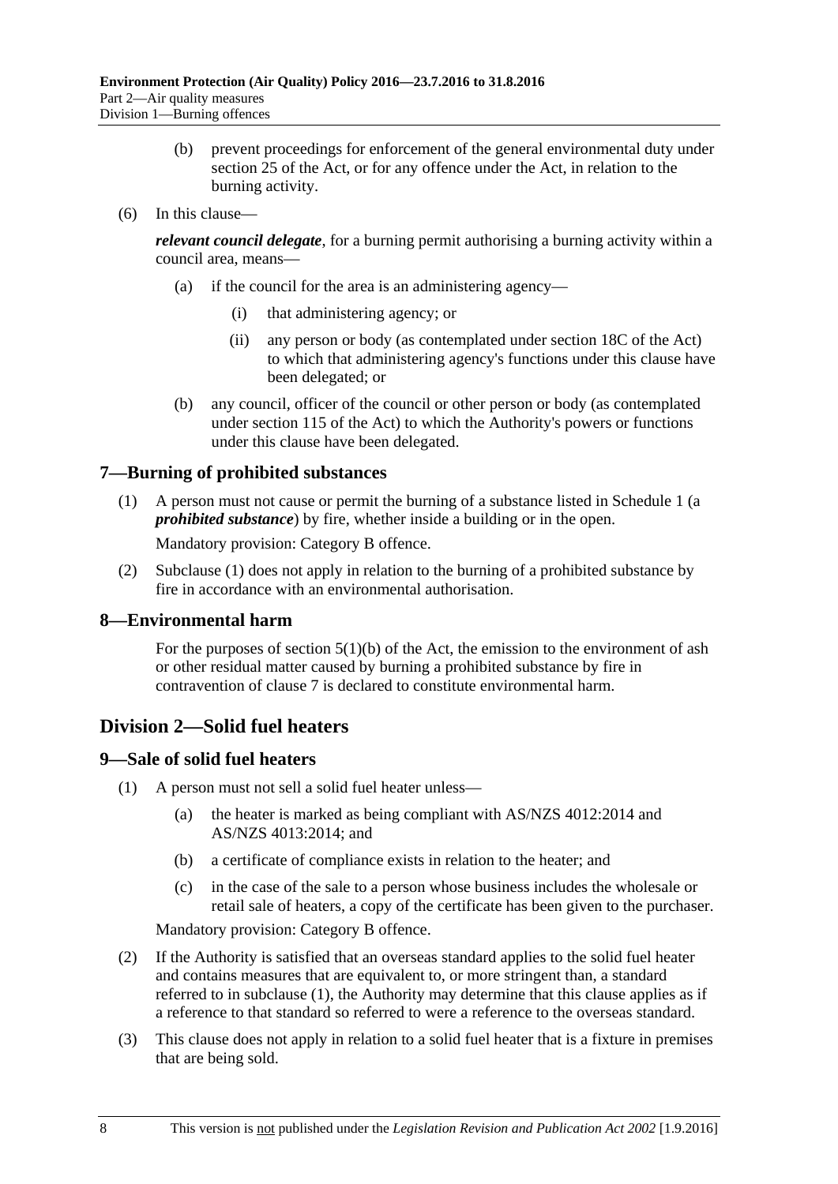(b) prevent proceedings for enforcement of the general environmental duty under section 25 of the Act, or for any offence under the Act, in relation to the burning activity.

(6) In this clause—

***relevant council delegate***, for a burning permit authorising a burning activity within a council area, means—

(a) if the council for the area is an administering agency—

(i) that administering agency; or

(ii) any person or body (as contemplated under section 18C of the Act) to which that administering agency's functions under this clause have been delegated; or

(b) any council, officer of the council or other person or body (as contemplated under section 115 of the Act) to which the Authority's powers or functions under this clause have been delegated.

### 7—Burning of prohibited substances

(1) A person must not cause or permit the burning of a substance listed in Schedule 1 (a ***prohibited substance***) by fire, whether inside a building or in the open.

Mandatory provision: Category B offence.

(2) Subclause (1) does not apply in relation to the burning of a prohibited substance by fire in accordance with an environmental authorisation.

### 8—Environmental harm

For the purposes of section 5(1)(b) of the Act, the emission to the environment of ash or other residual matter caused by burning a prohibited substance by fire in contravention of clause 7 is declared to constitute environmental harm.

## Division 2—Solid fuel heaters

### 9—Sale of solid fuel heaters

(1) A person must not sell a solid fuel heater unless—

(a) the heater is marked as being compliant with AS/NZS 4012:2014 and AS/NZS 4013:2014; and

(b) a certificate of compliance exists in relation to the heater; and

(c) in the case of the sale to a person whose business includes the wholesale or retail sale of heaters, a copy of the certificate has been given to the purchaser.

Mandatory provision: Category B offence.

(2) If the Authority is satisfied that an overseas standard applies to the solid fuel heater and contains measures that are equivalent to, or more stringent than, a standard referred to in subclause (1), the Authority may determine that this clause applies as if a reference to that standard so referred to were a reference to the overseas standard.

(3) This clause does not apply in relation to a solid fuel heater that is a fixture in premises that are being sold.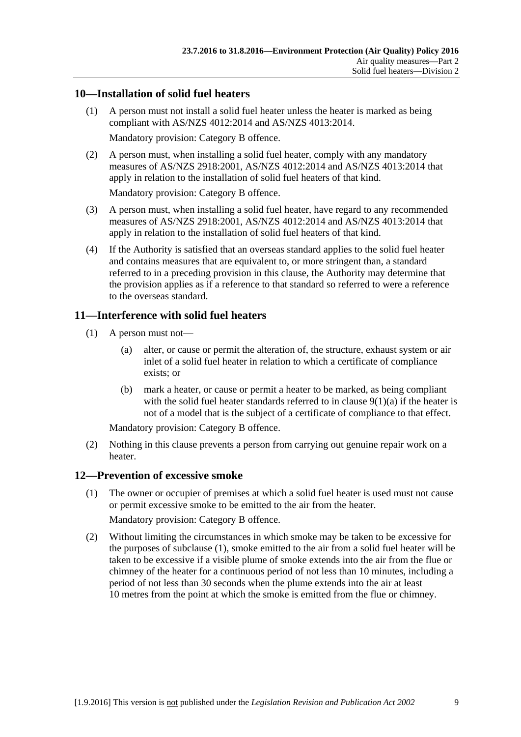## 10—Installation of solid fuel heaters

(1) A person must not install a solid fuel heater unless the heater is marked as being compliant with AS/NZS 4012:2014 and AS/NZS 4013:2014.

Mandatory provision: Category B offence.

(2) A person must, when installing a solid fuel heater, comply with any mandatory measures of AS/NZS 2918:2001, AS/NZS 4012:2014 and AS/NZS 4013:2014 that apply in relation to the installation of solid fuel heaters of that kind.

Mandatory provision: Category B offence.

(3) A person must, when installing a solid fuel heater, have regard to any recommended measures of AS/NZS 2918:2001, AS/NZS 4012:2014 and AS/NZS 4013:2014 that apply in relation to the installation of solid fuel heaters of that kind.

(4) If the Authority is satisfied that an overseas standard applies to the solid fuel heater and contains measures that are equivalent to, or more stringent than, a standard referred to in a preceding provision in this clause, the Authority may determine that the provision applies as if a reference to that standard so referred to were a reference to the overseas standard.

## 11—Interference with solid fuel heaters

(1) A person must not—

(a) alter, or cause or permit the alteration of, the structure, exhaust system or air inlet of a solid fuel heater in relation to which a certificate of compliance exists; or

(b) mark a heater, or cause or permit a heater to be marked, as being compliant with the solid fuel heater standards referred to in clause 9(1)(a) if the heater is not of a model that is the subject of a certificate of compliance to that effect.

Mandatory provision: Category B offence.

(2) Nothing in this clause prevents a person from carrying out genuine repair work on a heater.

## 12—Prevention of excessive smoke

(1) The owner or occupier of premises at which a solid fuel heater is used must not cause or permit excessive smoke to be emitted to the air from the heater.

Mandatory provision: Category B offence.

(2) Without limiting the circumstances in which smoke may be taken to be excessive for the purposes of subclause (1), smoke emitted to the air from a solid fuel heater will be taken to be excessive if a visible plume of smoke extends into the air from the flue or chimney of the heater for a continuous period of not less than 10 minutes, including a period of not less than 30 seconds when the plume extends into the air at least 10 metres from the point at which the smoke is emitted from the flue or chimney.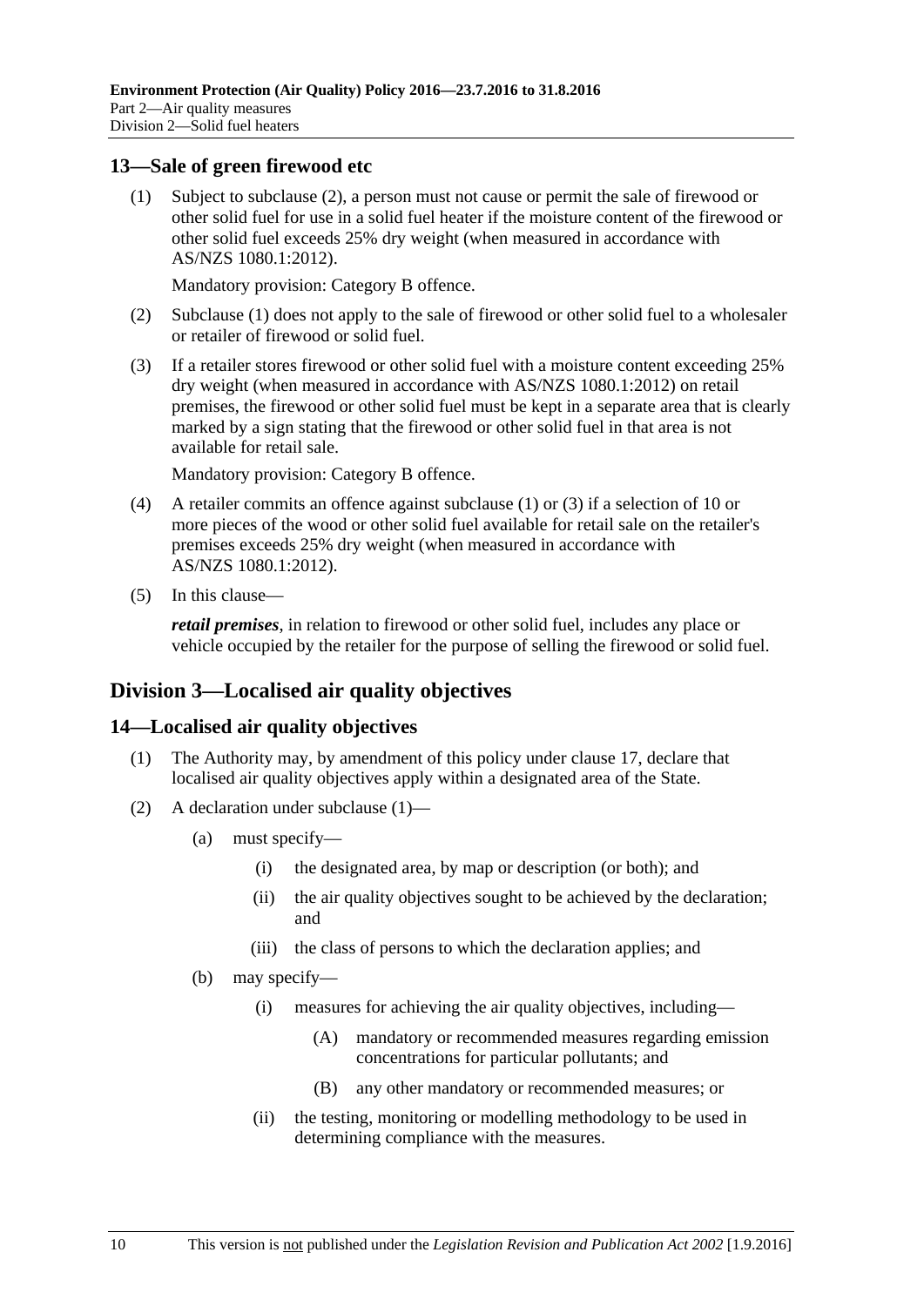## 13—Sale of green firewood etc

(1) Subject to subclause (2), a person must not cause or permit the sale of firewood or other solid fuel for use in a solid fuel heater if the moisture content of the firewood or other solid fuel exceeds 25% dry weight (when measured in accordance with AS/NZS 1080.1:2012).

Mandatory provision: Category B offence.

(2) Subclause (1) does not apply to the sale of firewood or other solid fuel to a wholesaler or retailer of firewood or solid fuel.

(3) If a retailer stores firewood or other solid fuel with a moisture content exceeding 25% dry weight (when measured in accordance with AS/NZS 1080.1:2012) on retail premises, the firewood or other solid fuel must be kept in a separate area that is clearly marked by a sign stating that the firewood or other solid fuel in that area is not available for retail sale.

Mandatory provision: Category B offence.

(4) A retailer commits an offence against subclause (1) or (3) if a selection of 10 or more pieces of the wood or other solid fuel available for retail sale on the retailer's premises exceeds 25% dry weight (when measured in accordance with AS/NZS 1080.1:2012).

(5) In this clause—

***retail premises***, in relation to firewood or other solid fuel, includes any place or vehicle occupied by the retailer for the purpose of selling the firewood or solid fuel.

# Division 3—Localised air quality objectives

## 14—Localised air quality objectives

(1) The Authority may, by amendment of this policy under clause 17, declare that localised air quality objectives apply within a designated area of the State.

(2) A declaration under subclause (1)—

(a) must specify—

(i) the designated area, by map or description (or both); and

(ii) the air quality objectives sought to be achieved by the declaration; and

(iii) the class of persons to which the declaration applies; and

(b) may specify—

(i) measures for achieving the air quality objectives, including—

(A) mandatory or recommended measures regarding emission concentrations for particular pollutants; and

(B) any other mandatory or recommended measures; or

(ii) the testing, monitoring or modelling methodology to be used in determining compliance with the measures.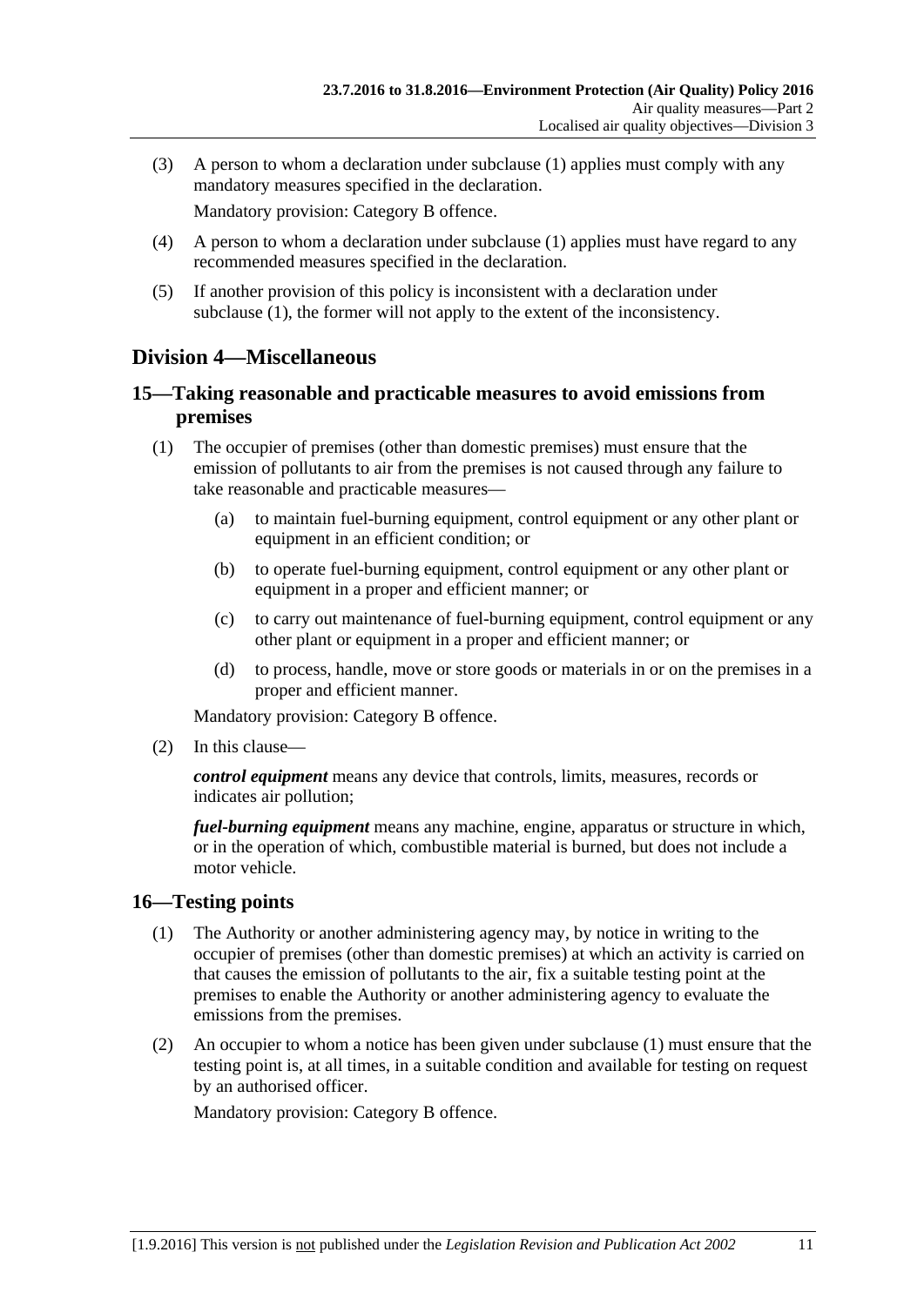(3) A person to whom a declaration under subclause (1) applies must comply with any mandatory measures specified in the declaration.

Mandatory provision: Category B offence.

(4) A person to whom a declaration under subclause (1) applies must have regard to any recommended measures specified in the declaration.

(5) If another provision of this policy is inconsistent with a declaration under subclause (1), the former will not apply to the extent of the inconsistency.

## Division 4—Miscellaneous

### 15—Taking reasonable and practicable measures to avoid emissions from premises

(1) The occupier of premises (other than domestic premises) must ensure that the emission of pollutants to air from the premises is not caused through any failure to take reasonable and practicable measures—

(a) to maintain fuel-burning equipment, control equipment or any other plant or equipment in an efficient condition; or

(b) to operate fuel-burning equipment, control equipment or any other plant or equipment in a proper and efficient manner; or

(c) to carry out maintenance of fuel-burning equipment, control equipment or any other plant or equipment in a proper and efficient manner; or

(d) to process, handle, move or store goods or materials in or on the premises in a proper and efficient manner.

Mandatory provision: Category B offence.

(2) In this clause—

***control equipment*** means any device that controls, limits, measures, records or indicates air pollution;

***fuel-burning equipment*** means any machine, engine, apparatus or structure in which, or in the operation of which, combustible material is burned, but does not include a motor vehicle.

### 16—Testing points

(1) The Authority or another administering agency may, by notice in writing to the occupier of premises (other than domestic premises) at which an activity is carried on that causes the emission of pollutants to the air, fix a suitable testing point at the premises to enable the Authority or another administering agency to evaluate the emissions from the premises.

(2) An occupier to whom a notice has been given under subclause (1) must ensure that the testing point is, at all times, in a suitable condition and available for testing on request by an authorised officer.

Mandatory provision: Category B offence.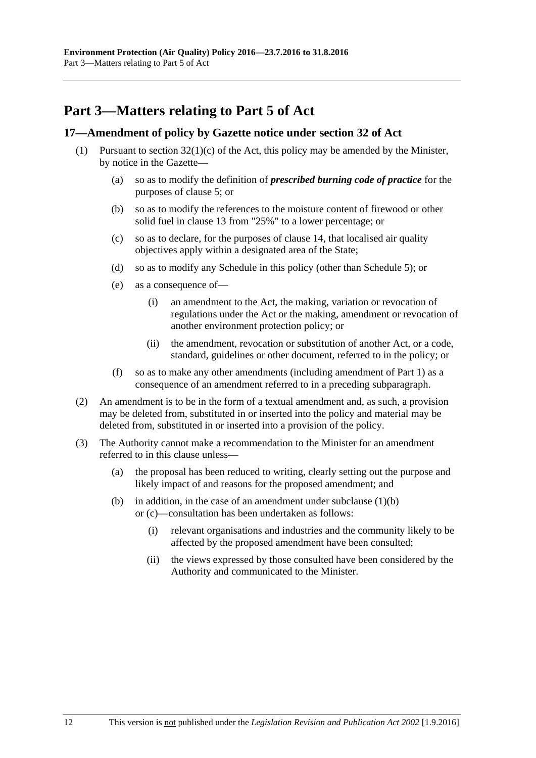# Part 3—Matters relating to Part 5 of Act

## 17—Amendment of policy by Gazette notice under section 32 of Act

(1) Pursuant to section 32(1)(c) of the Act, this policy may be amended by the Minister, by notice in the Gazette—

(a) so as to modify the definition of ***prescribed burning code of practice*** for the purposes of clause 5; or

(b) so as to modify the references to the moisture content of firewood or other solid fuel in clause 13 from "25%" to a lower percentage; or

(c) so as to declare, for the purposes of clause 14, that localised air quality objectives apply within a designated area of the State;

(d) so as to modify any Schedule in this policy (other than Schedule 5); or

(e) as a consequence of—

(i) an amendment to the Act, the making, variation or revocation of regulations under the Act or the making, amendment or revocation of another environment protection policy; or

(ii) the amendment, revocation or substitution of another Act, or a code, standard, guidelines or other document, referred to in the policy; or

(f) so as to make any other amendments (including amendment of Part 1) as a consequence of an amendment referred to in a preceding subparagraph.

(2) An amendment is to be in the form of a textual amendment and, as such, a provision may be deleted from, substituted in or inserted into the policy and material may be deleted from, substituted in or inserted into a provision of the policy.

(3) The Authority cannot make a recommendation to the Minister for an amendment referred to in this clause unless—

(a) the proposal has been reduced to writing, clearly setting out the purpose and likely impact of and reasons for the proposed amendment; and

(b) in addition, in the case of an amendment under subclause (1)(b) or (c)—consultation has been undertaken as follows:

(i) relevant organisations and industries and the community likely to be affected by the proposed amendment have been consulted;

(ii) the views expressed by those consulted have been considered by the Authority and communicated to the Minister.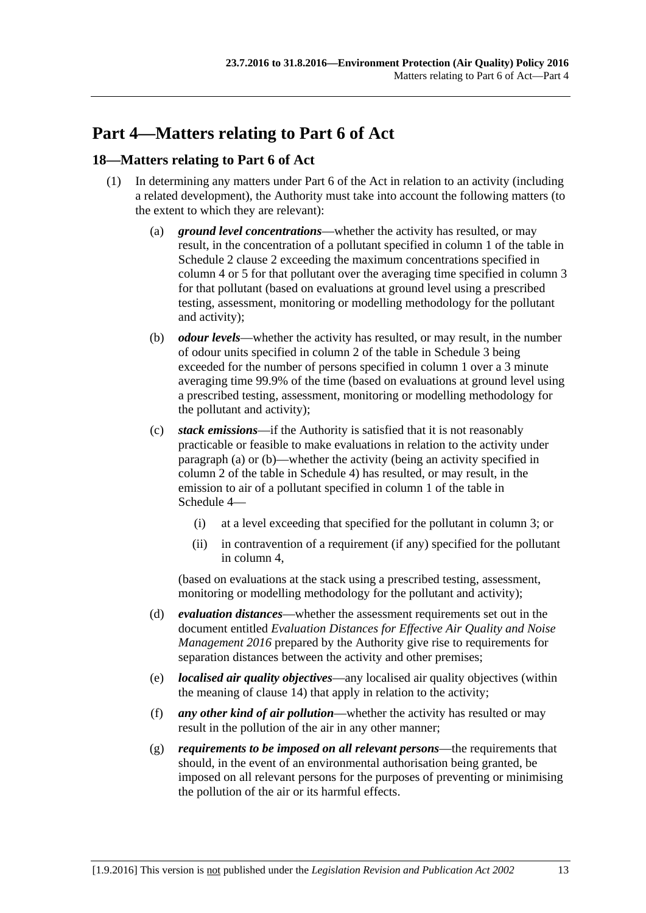# Part 4—Matters relating to Part 6 of Act

## 18—Matters relating to Part 6 of Act

(1) In determining any matters under Part 6 of the Act in relation to an activity (including a related development), the Authority must take into account the following matters (to the extent to which they are relevant):

(a) ***ground level concentrations***—whether the activity has resulted, or may result, in the concentration of a pollutant specified in column 1 of the table in Schedule 2 clause 2 exceeding the maximum concentrations specified in column 4 or 5 for that pollutant over the averaging time specified in column 3 for that pollutant (based on evaluations at ground level using a prescribed testing, assessment, monitoring or modelling methodology for the pollutant and activity);

(b) ***odour levels***—whether the activity has resulted, or may result, in the number of odour units specified in column 2 of the table in Schedule 3 being exceeded for the number of persons specified in column 1 over a 3 minute averaging time 99.9% of the time (based on evaluations at ground level using a prescribed testing, assessment, monitoring or modelling methodology for the pollutant and activity);

(c) ***stack emissions***—if the Authority is satisfied that it is not reasonably practicable or feasible to make evaluations in relation to the activity under paragraph (a) or (b)—whether the activity (being an activity specified in column 2 of the table in Schedule 4) has resulted, or may result, in the emission to air of a pollutant specified in column 1 of the table in Schedule 4—

(i) at a level exceeding that specified for the pollutant in column 3; or

(ii) in contravention of a requirement (if any) specified for the pollutant in column 4,

(based on evaluations at the stack using a prescribed testing, assessment, monitoring or modelling methodology for the pollutant and activity);

(d) ***evaluation distances***—whether the assessment requirements set out in the document entitled *Evaluation Distances for Effective Air Quality and Noise Management 2016* prepared by the Authority give rise to requirements for separation distances between the activity and other premises;

(e) ***localised air quality objectives***—any localised air quality objectives (within the meaning of clause 14) that apply in relation to the activity;

(f) ***any other kind of air pollution***—whether the activity has resulted or may result in the pollution of the air in any other manner;

(g) ***requirements to be imposed on all relevant persons***—the requirements that should, in the event of an environmental authorisation being granted, be imposed on all relevant persons for the purposes of preventing or minimising the pollution of the air or its harmful effects.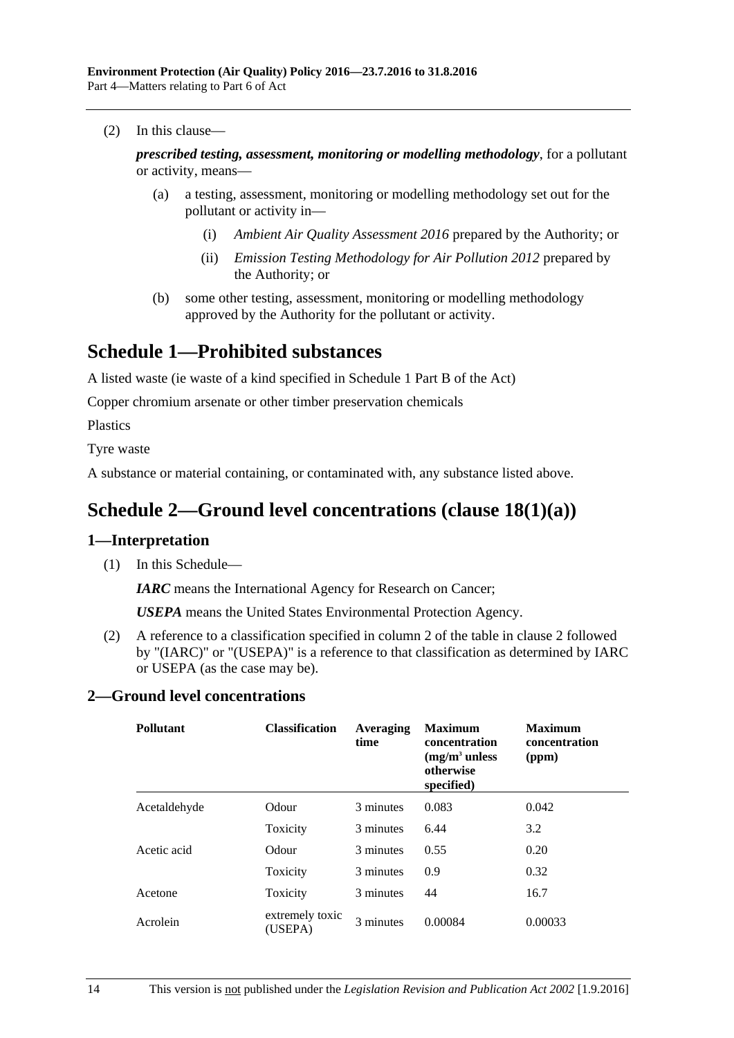(2) In this clause—

***prescribed testing, assessment, monitoring or modelling methodology***, for a pollutant or activity, means—

(a) a testing, assessment, monitoring or modelling methodology set out for the pollutant or activity in—

(i) *Ambient Air Quality Assessment 2016* prepared by the Authority; or

(ii) *Emission Testing Methodology for Air Pollution 2012* prepared by the Authority; or

(b) some other testing, assessment, monitoring or modelling methodology approved by the Authority for the pollutant or activity.

# Schedule 1—Prohibited substances

A listed waste (ie waste of a kind specified in Schedule 1 Part B of the Act)

Copper chromium arsenate or other timber preservation chemicals

Plastics

Tyre waste

A substance or material containing, or contaminated with, any substance listed above.

# Schedule 2—Ground level concentrations (clause 18(1)(a))

## 1—Interpretation

(1) In this Schedule—

***IARC*** means the International Agency for Research on Cancer;

***USEPA*** means the United States Environmental Protection Agency.

(2) A reference to a classification specified in column 2 of the table in clause 2 followed by "(IARC)" or "(USEPA)" is a reference to that classification as determined by IARC or USEPA (as the case may be).

## 2—Ground level concentrations

| Pollutant | Classification | Averaging time | Maximum concentration ($mg/m^3$ unless otherwise specified) | Maximum concentration (ppm) |
|---|---|---|---|---|
| Acetaldehyde | Odour | 3 minutes | 0.083 | 0.042 |
| | Toxicity | 3 minutes | 6.44 | 3.2 |
| Acetic acid | Odour | 3 minutes | 0.55 | 0.20 |
| | Toxicity | 3 minutes | 0.9 | 0.32 |
| Acetone | Toxicity | 3 minutes | 44 | 16.7 |
| Acrolein | extremely toxic (USEPA) | 3 minutes | 0.00084 | 0.00033 |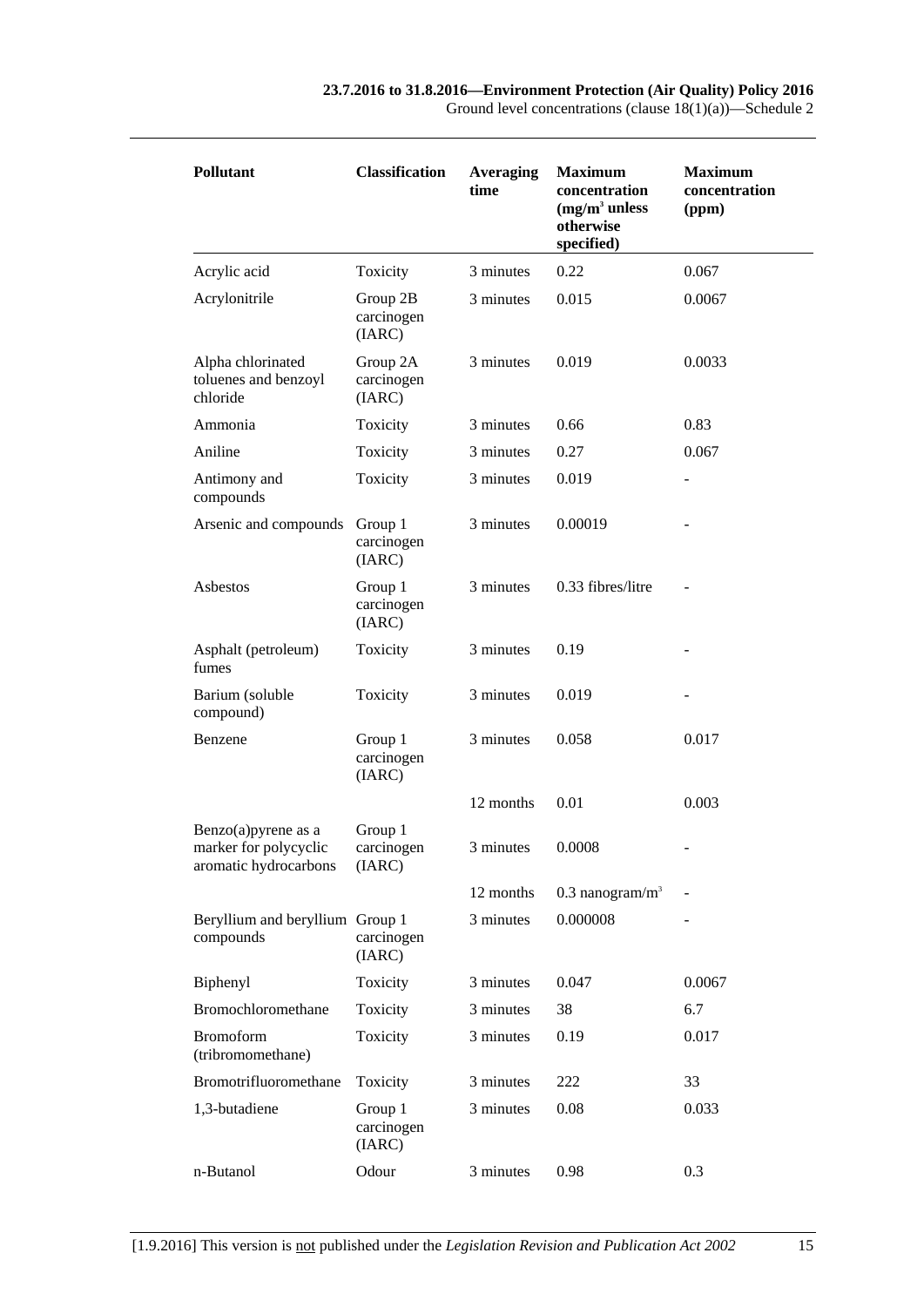| Pollutant | Classification | Averaging time | Maximum concentration ($mg/m^3$ unless otherwise specified) | Maximum concentration (ppm) |
|---|---|---|---|---|
| Acrylic acid | Toxicity | 3 minutes | 0.22 | 0.067 |
| Acrylonitrile | Group 2B carcinogen (IARC) | 3 minutes | 0.015 | 0.0067 |
| Alpha chlorinated toluenes and benzoyl chloride | Group 2A carcinogen (IARC) | 3 minutes | 0.019 | 0.0033 |
| Ammonia | Toxicity | 3 minutes | 0.66 | 0.83 |
| Aniline | Toxicity | 3 minutes | 0.27 | 0.067 |
| Antimony and compounds | Toxicity | 3 minutes | 0.019 | - |
| Arsenic and compounds | Group 1 carcinogen (IARC) | 3 minutes | 0.00019 | - |
| Asbestos | Group 1 carcinogen (IARC) | 3 minutes | 0.33 fibres/litre | - |
| Asphalt (petroleum) fumes | Toxicity | 3 minutes | 0.19 | - |
| Barium (soluble compound) | Toxicity | 3 minutes | 0.019 | - |
| Benzene | Group 1 carcinogen (IARC) | 3 minutes | 0.058 | 0.017 |
| | | 12 months | 0.01 | 0.003 |
| Benzo(a)pyrene as a marker for polycyclic aromatic hydrocarbons | Group 1 carcinogen (IARC) | 3 minutes | 0.0008 | - |
| | | 12 months | 0.3 $nanogram/m^3$ | - |
| Beryllium and beryllium compounds | Group 1 carcinogen (IARC) | 3 minutes | 0.000008 | - |
| Biphenyl | Toxicity | 3 minutes | 0.047 | 0.0067 |
| Bromochloromethane | Toxicity | 3 minutes | 38 | 6.7 |
| Bromoform (tribromomethane) | Toxicity | 3 minutes | 0.19 | 0.017 |
| Bromotrifluoromethane | Toxicity | 3 minutes | 222 | 33 |
| 1,3-butadiene | Group 1 carcinogen (IARC) | 3 minutes | 0.08 | 0.033 |
| n-Butanol | Odour | 3 minutes | 0.98 | 0.3 |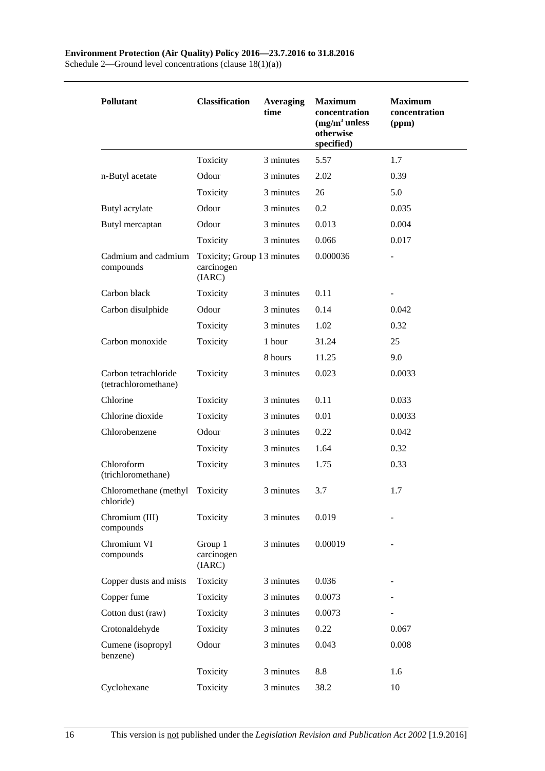| Pollutant | Classification | Averaging time | Maximum concentration ($mg/m^3$ unless otherwise specified) | Maximum concentration (ppm) |
|---|---|---|---|---|
| | Toxicity | 3 minutes | 5.57 | 1.7 |
| n-Butyl acetate | Odour | 3 minutes | 2.02 | 0.39 |
| | Toxicity | 3 minutes | 26 | 5.0 |
| Butyl acrylate | Odour | 3 minutes | 0.2 | 0.035 |
| Butyl mercaptan | Odour | 3 minutes | 0.013 | 0.004 |
| | Toxicity | 3 minutes | 0.066 | 0.017 |
| Cadmium and cadmium compounds | Toxicity; Group 1 carcinogen (IARC) | 3 minutes | 0.000036 | - |
| Carbon black | Toxicity | 3 minutes | 0.11 | - |
| Carbon disulphide | Odour | 3 minutes | 0.14 | 0.042 |
| | Toxicity | 3 minutes | 1.02 | 0.32 |
| Carbon monoxide | Toxicity | 1 hour | 31.24 | 25 |
| | | 8 hours | 11.25 | 9.0 |
| Carbon tetrachloride (tetrachloromethane) | Toxicity | 3 minutes | 0.023 | 0.0033 |
| Chlorine | Toxicity | 3 minutes | 0.11 | 0.033 |
| Chlorine dioxide | Toxicity | 3 minutes | 0.01 | 0.0033 |
| Chlorobenzene | Odour | 3 minutes | 0.22 | 0.042 |
| | Toxicity | 3 minutes | 1.64 | 0.32 |
| Chloroform (trichloromethane) | Toxicity | 3 minutes | 1.75 | 0.33 |
| Chloromethane (methyl chloride) | Toxicity | 3 minutes | 3.7 | 1.7 |
| Chromium (III) compounds | Toxicity | 3 minutes | 0.019 | - |
| Chromium VI compounds | Group 1 carcinogen (IARC) | 3 minutes | 0.00019 | - |
| Copper dusts and mists | Toxicity | 3 minutes | 0.036 | - |
| Copper fume | Toxicity | 3 minutes | 0.0073 | - |
| Cotton dust (raw) | Toxicity | 3 minutes | 0.0073 | - |
| Crotonaldehyde | Toxicity | 3 minutes | 0.22 | 0.067 |
| Cumene (isopropyl benzene) | Odour | 3 minutes | 0.043 | 0.008 |
| | Toxicity | 3 minutes | 8.8 | 1.6 |
| Cyclohexane | Toxicity | 3 minutes | 38.2 | 10 |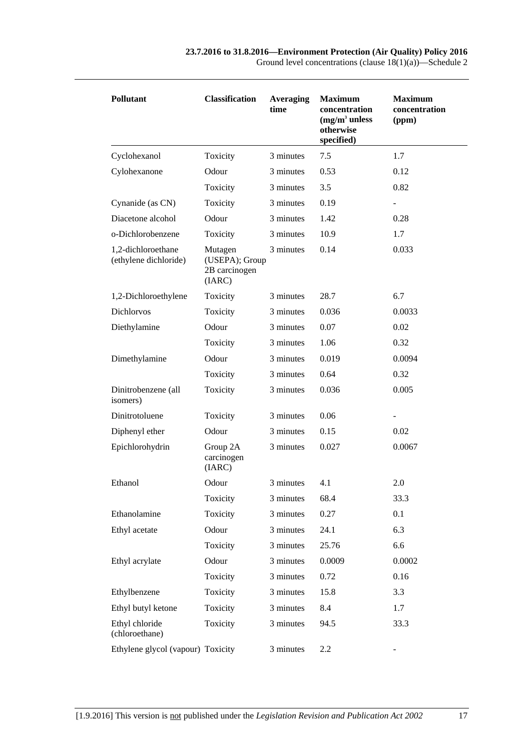| Pollutant | Classification | Averaging time | Maximum concentration ($mg/m^3$ unless otherwise specified) | Maximum concentration (ppm) |
|---|---|---|---|---|
| Cyclohexanol | Toxicity | 3 minutes | 7.5 | 1.7 |
| Cylohexanone | Odour | 3 minutes | 0.53 | 0.12 |
| | Toxicity | 3 minutes | 3.5 | 0.82 |
| Cynanide (as CN) | Toxicity | 3 minutes | 0.19 | - |
| Diacetone alcohol | Odour | 3 minutes | 1.42 | 0.28 |
| o-Dichlorobenzene | Toxicity | 3 minutes | 10.9 | 1.7 |
| 1,2-dichloroethane (ethylene dichloride) | Mutagen (USEPA); Group 2B carcinogen (IARC) | 3 minutes | 0.14 | 0.033 |
| 1,2-Dichloroethylene | Toxicity | 3 minutes | 28.7 | 6.7 |
| Dichlorvos | Toxicity | 3 minutes | 0.036 | 0.0033 |
| Diethylamine | Odour | 3 minutes | 0.07 | 0.02 |
| | Toxicity | 3 minutes | 1.06 | 0.32 |
| Dimethylamine | Odour | 3 minutes | 0.019 | 0.0094 |
| | Toxicity | 3 minutes | 0.64 | 0.32 |
| Dinitrobenzene (all isomers) | Toxicity | 3 minutes | 0.036 | 0.005 |
| Dinitrotoluene | Toxicity | 3 minutes | 0.06 | - |
| Diphenyl ether | Odour | 3 minutes | 0.15 | 0.02 |
| Epichlorohydrin | Group 2A carcinogen (IARC) | 3 minutes | 0.027 | 0.0067 |
| Ethanol | Odour | 3 minutes | 4.1 | 2.0 |
| | Toxicity | 3 minutes | 68.4 | 33.3 |
| Ethanolamine | Toxicity | 3 minutes | 0.27 | 0.1 |
| Ethyl acetate | Odour | 3 minutes | 24.1 | 6.3 |
| | Toxicity | 3 minutes | 25.76 | 6.6 |
| Ethyl acrylate | Odour | 3 minutes | 0.0009 | 0.0002 |
| | Toxicity | 3 minutes | 0.72 | 0.16 |
| Ethylbenzene | Toxicity | 3 minutes | 15.8 | 3.3 |
| Ethyl butyl ketone | Toxicity | 3 minutes | 8.4 | 1.7 |
| Ethyl chloride (chloroethane) | Toxicity | 3 minutes | 94.5 | 33.3 |
| Ethylene glycol (vapour) | Toxicity | 3 minutes | 2.2 | - |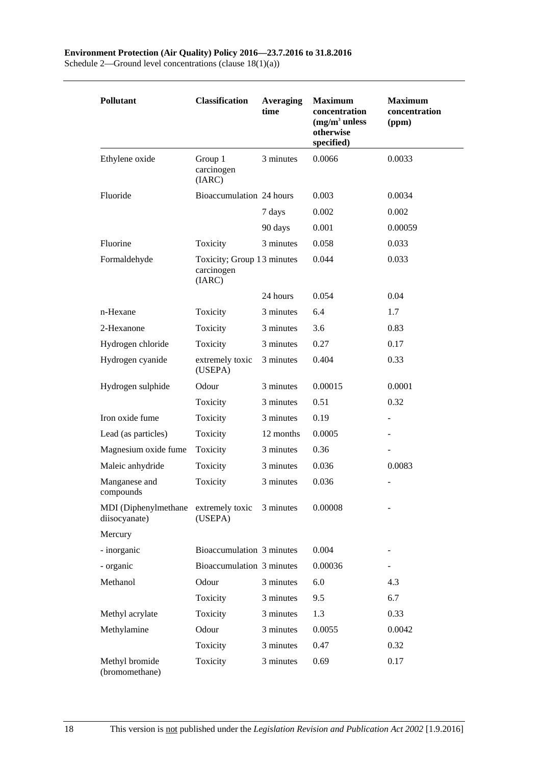| Pollutant | Classification | Averaging time | Maximum concentration ($mg/m^3$ unless otherwise specified) | Maximum concentration (ppm) |
|---|---|---|---|---|
| Ethylene oxide | Group 1 carcinogen (IARC) | 3 minutes | 0.0066 | 0.0033 |
| Fluoride | Bioaccumulation | 24 hours | 0.003 | 0.0034 |
| | | 7 days | 0.002 | 0.002 |
| | | 90 days | 0.001 | 0.00059 |
| Fluorine | Toxicity | 3 minutes | 0.058 | 0.033 |
| Formaldehyde | Toxicity; Group 1 carcinogen (IARC) | 3 minutes | 0.044 | 0.033 |
| | | 24 hours | 0.054 | 0.04 |
| n-Hexane | Toxicity | 3 minutes | 6.4 | 1.7 |
| 2-Hexanone | Toxicity | 3 minutes | 3.6 | 0.83 |
| Hydrogen chloride | Toxicity | 3 minutes | 0.27 | 0.17 |
| Hydrogen cyanide | extremely toxic (USEPA) | 3 minutes | 0.404 | 0.33 |
| Hydrogen sulphide | Odour | 3 minutes | 0.00015 | 0.0001 |
| | Toxicity | 3 minutes | 0.51 | 0.32 |
| Iron oxide fume | Toxicity | 3 minutes | 0.19 | - |
| Lead (as particles) | Toxicity | 12 months | 0.0005 | - |
| Magnesium oxide fume | Toxicity | 3 minutes | 0.36 | - |
| Maleic anhydride | Toxicity | 3 minutes | 0.036 | 0.0083 |
| Manganese and compounds | Toxicity | 3 minutes | 0.036 | - |
| MDI (Diphenylmethane diisocyanate) | extremely toxic (USEPA) | 3 minutes | 0.00008 | - |
| Mercury | | | | |
| - inorganic | Bioaccumulation | 3 minutes | 0.004 | - |
| - organic | Bioaccumulation | 3 minutes | 0.00036 | - |
| Methanol | Odour | 3 minutes | 6.0 | 4.3 |
| | Toxicity | 3 minutes | 9.5 | 6.7 |
| Methyl acrylate | Toxicity | 3 minutes | 1.3 | 0.33 |
| Methylamine | Odour | 3 minutes | 0.0055 | 0.0042 |
| | Toxicity | 3 minutes | 0.47 | 0.32 |
| Methyl bromide (bromomethane) | Toxicity | 3 minutes | 0.69 | 0.17 |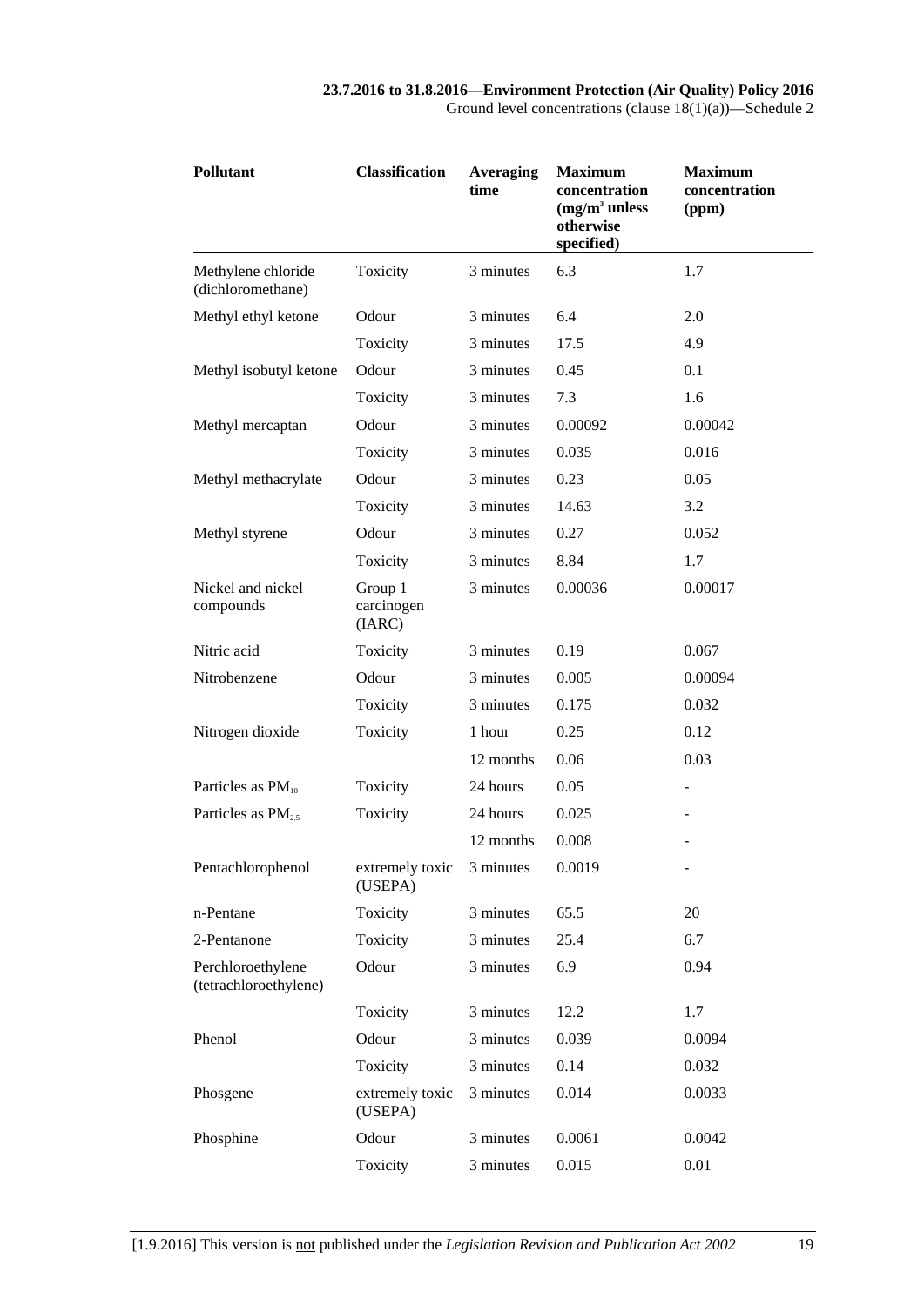| Pollutant | Classification | Averaging time | Maximum concentration ($mg/m^3$ unless otherwise specified) | Maximum concentration (ppm) |
|---|---|---|---|---|
| Methylene chloride (dichloromethane) | Toxicity | 3 minutes | 6.3 | 1.7 |
| Methyl ethyl ketone | Odour | 3 minutes | 6.4 | 2.0 |
| | Toxicity | 3 minutes | 17.5 | 4.9 |
| Methyl isobutyl ketone | Odour | 3 minutes | 0.45 | 0.1 |
| | Toxicity | 3 minutes | 7.3 | 1.6 |
| Methyl mercaptan | Odour | 3 minutes | 0.00092 | 0.00042 |
| | Toxicity | 3 minutes | 0.035 | 0.016 |
| Methyl methacrylate | Odour | 3 minutes | 0.23 | 0.05 |
| | Toxicity | 3 minutes | 14.63 | 3.2 |
| Methyl styrene | Odour | 3 minutes | 0.27 | 0.052 |
| | Toxicity | 3 minutes | 8.84 | 1.7 |
| Nickel and nickel compounds | Group 1 carcinogen (IARC) | 3 minutes | 0.00036 | 0.00017 |
| Nitric acid | Toxicity | 3 minutes | 0.19 | 0.067 |
| Nitrobenzene | Odour | 3 minutes | 0.005 | 0.00094 |
| | Toxicity | 3 minutes | 0.175 | 0.032 |
| Nitrogen dioxide | Toxicity | 1 hour | 0.25 | 0.12 |
| | | 12 months | 0.06 | 0.03 |
| Particles as $PM_{10}$ | Toxicity | 24 hours | 0.05 | - |
| Particles as $PM_{2.5}$ | Toxicity | 24 hours | 0.025 | - |
| | | 12 months | 0.008 | - |
| Pentachlorophenol | extremely toxic (USEPA) | 3 minutes | 0.0019 | - |
| n-Pentane | Toxicity | 3 minutes | 65.5 | 20 |
| 2-Pentanone | Toxicity | 3 minutes | 25.4 | 6.7 |
| Perchloroethylene (tetrachloroethylene) | Odour | 3 minutes | 6.9 | 0.94 |
| | Toxicity | 3 minutes | 12.2 | 1.7 |
| Phenol | Odour | 3 minutes | 0.039 | 0.0094 |
| | Toxicity | 3 minutes | 0.14 | 0.032 |
| Phosgene | extremely toxic (USEPA) | 3 minutes | 0.014 | 0.0033 |
| Phosphine | Odour | 3 minutes | 0.0061 | 0.0042 |
| | Toxicity | 3 minutes | 0.015 | 0.01 |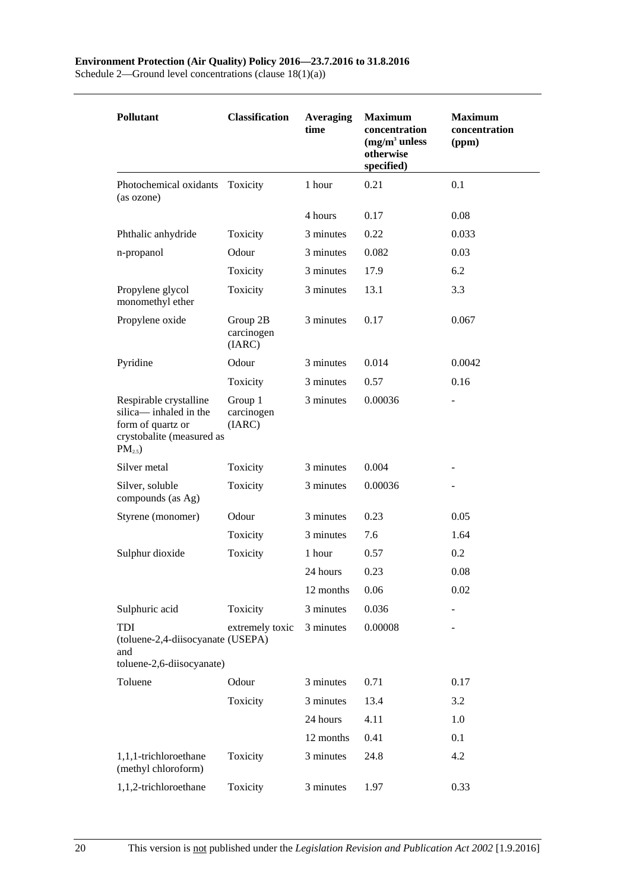**Environment Protection (Air Quality) Policy 2016—23.7.2016 to 31.8.2016**
Schedule 2—Ground level concentrations (clause 18(1)(a))

| Pollutant | Classification | Averaging time | Maximum concentration ($mg/m^3$ unless otherwise specified) | Maximum concentration (ppm) |
|---|---|---|---|---|
| Photochemical oxidants (as ozone) | Toxicity | 1 hour | 0.21 | 0.1 |
| | | 4 hours | 0.17 | 0.08 |
| Phthalic anhydride | Toxicity | 3 minutes | 0.22 | 0.033 |
| n-propanol | Odour | 3 minutes | 0.082 | 0.03 |
| | Toxicity | 3 minutes | 17.9 | 6.2 |
| Propylene glycol monomethyl ether | Toxicity | 3 minutes | 13.1 | 3.3 |
| Propylene oxide | Group 2B carcinogen (IARC) | 3 minutes | 0.17 | 0.067 |
| Pyridine | Odour | 3 minutes | 0.014 | 0.0042 |
| | Toxicity | 3 minutes | 0.57 | 0.16 |
| Respirable crystalline silica— inhaled in the form of quartz or crystobalite (measured as $PM_{2.5}$) | Group 1 carcinogen (IARC) | 3 minutes | 0.00036 | - |
| Silver metal | Toxicity | 3 minutes | 0.004 | - |
| Silver, soluble compounds (as Ag) | Toxicity | 3 minutes | 0.00036 | - |
| Styrene (monomer) | Odour | 3 minutes | 0.23 | 0.05 |
| | Toxicity | 3 minutes | 7.6 | 1.64 |
| Sulphur dioxide | Toxicity | 1 hour | 0.57 | 0.2 |
| | | 24 hours | 0.23 | 0.08 |
| | | 12 months | 0.06 | 0.02 |
| Sulphuric acid | Toxicity | 3 minutes | 0.036 | - |
| TDI (toluene-2,4-diisocyanate and toluene-2,6-diisocyanate) | extremely toxic (USEPA) | 3 minutes | 0.00008 | - |
| Toluene | Odour | 3 minutes | 0.71 | 0.17 |
| | Toxicity | 3 minutes | 13.4 | 3.2 |
| | | 24 hours | 4.11 | 1.0 |
| | | 12 months | 0.41 | 0.1 |
| 1,1,1-trichloroethane (methyl chloroform) | Toxicity | 3 minutes | 24.8 | 4.2 |
| 1,1,2-trichloroethane | Toxicity | 3 minutes | 1.97 | 0.33 |

This version is not published under the *Legislation Revision and Publication Act 2002* [1.9.2016]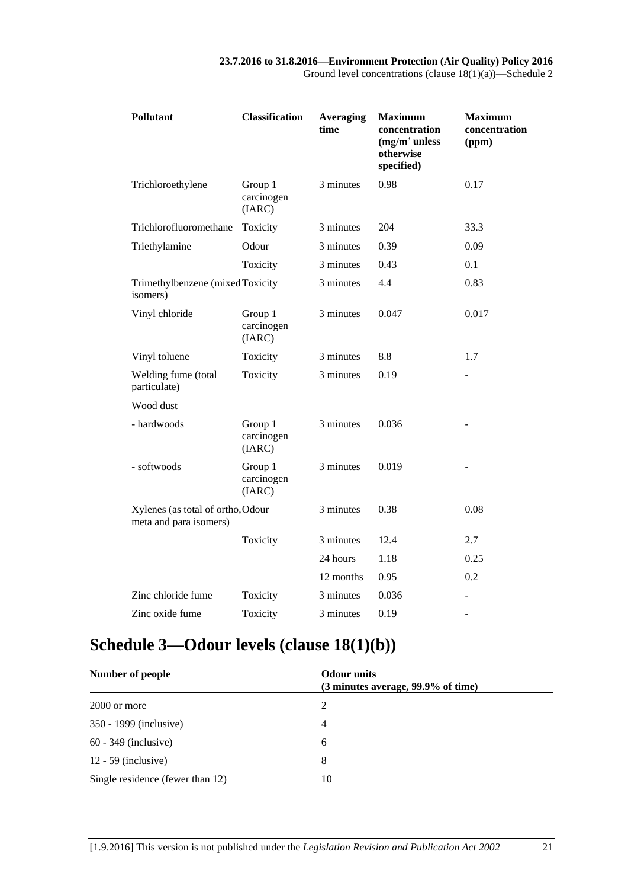| Pollutant | Classification | Averaging time | Maximum concentration ($mg/m^3$ unless otherwise specified) | Maximum concentration (ppm) |
|---|---|---|---|---|
| Trichloroethylene | Group 1 carcinogen (IARC) | 3 minutes | 0.98 | 0.17 |
| Trichlorofluoromethane | Toxicity | 3 minutes | 204 | 33.3 |
| Triethylamine | Odour | 3 minutes | 0.39 | 0.09 |
| | Toxicity | 3 minutes | 0.43 | 0.1 |
| Trimethylbenzene (mixed isomers) | Toxicity | 3 minutes | 4.4 | 0.83 |
| Vinyl chloride | Group 1 carcinogen (IARC) | 3 minutes | 0.047 | 0.017 |
| Vinyl toluene | Toxicity | 3 minutes | 8.8 | 1.7 |
| Welding fume (total particulate) | Toxicity | 3 minutes | 0.19 | - |
| Wood dust | | | | |
| - hardwoods | Group 1 carcinogen (IARC) | 3 minutes | 0.036 | - |
| - softwoods | Group 1 carcinogen (IARC) | 3 minutes | 0.019 | - |
| Xylenes (as total of ortho, meta and para isomers) | Odour | 3 minutes | 0.38 | 0.08 |
| | Toxicity | 3 minutes | 12.4 | 2.7 |
| | | 24 hours | 1.18 | 0.25 |
| | | 12 months | 0.95 | 0.2 |
| Zinc chloride fume | Toxicity | 3 minutes | 0.036 | - |
| Zinc oxide fume | Toxicity | 3 minutes | 0.19 | - |

# Schedule 3—Odour levels (clause 18(1)(b))

| Number of people | Odour units (3 minutes average, 99.9% of time) |
|---|---|
| 2000 or more | 2 |
| 350 - 1999 (inclusive) | 4 |
| 60 - 349 (inclusive) | 6 |
| 12 - 59 (inclusive) | 8 |
| Single residence (fewer than 12) | 10 |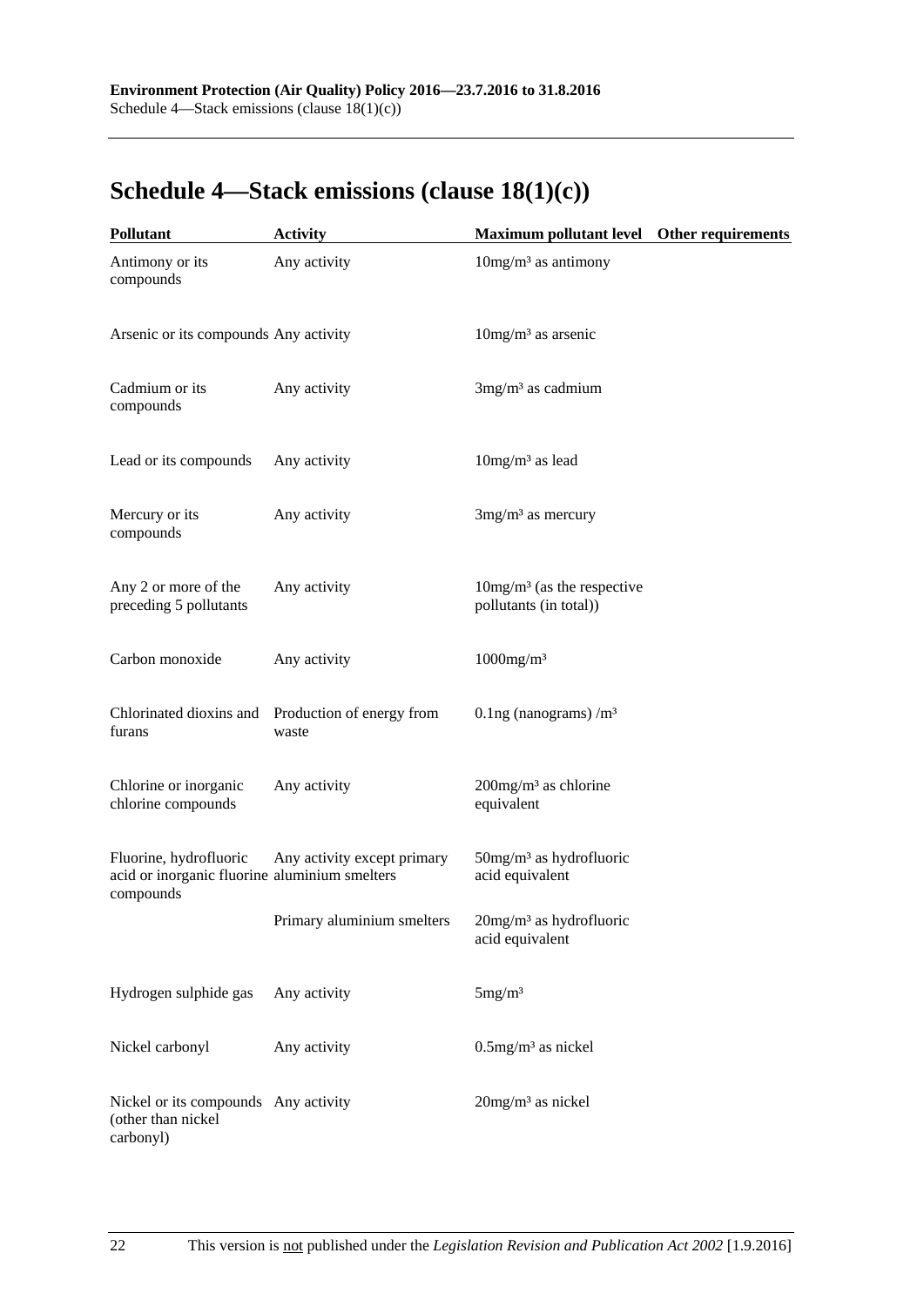# Schedule 4—Stack emissions (clause 18(1)(c))

| Pollutant | Activity | Maximum pollutant level | Other requirements |
|---|---|---|---|
| Antimony or its compounds | Any activity | 10mg/m³ as antimony | |
| Arsenic or its compounds | Any activity | 10mg/m³ as arsenic | |
| Cadmium or its compounds | Any activity | 3mg/m³ as cadmium | |
| Lead or its compounds | Any activity | 10mg/m³ as lead | |
| Mercury or its compounds | Any activity | 3mg/m³ as mercury | |
| Any 2 or more of the preceding 5 pollutants | Any activity | 10mg/m³ (as the respective pollutants (in total)) | |
| Carbon monoxide | Any activity | 1000mg/m³ | |
| Chlorinated dioxins and furans | Production of energy from waste | 0.1ng (nanograms) /m³ | |
| Chlorine or inorganic chlorine compounds | Any activity | 200mg/m³ as chlorine equivalent | |
| Fluorine, hydrofluoric acid or inorganic fluorine compounds | Any activity except primary aluminium smelters | 50mg/m³ as hydrofluoric acid equivalent | |
| | Primary aluminium smelters | 20mg/m³ as hydrofluoric acid equivalent | |
| Hydrogen sulphide gas | Any activity | 5mg/m³ | |
| Nickel carbonyl | Any activity | 0.5mg/m³ as nickel | |
| Nickel or its compounds (other than nickel carbonyl) | Any activity | 20mg/m³ as nickel | |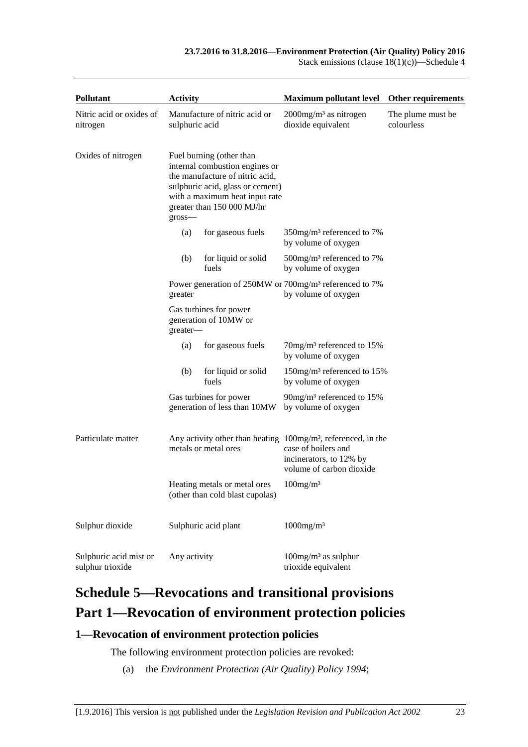| Pollutant | Activity | Maximum pollutant level | Other requirements |
|---|---|---|---|
| Nitric acid or oxides of nitrogen | Manufacture of nitric acid or sulphuric acid | 2000mg/m³ as nitrogen dioxide equivalent | The plume must be colourless |
| Oxides of nitrogen | Fuel burning (other than internal combustion engines or the manufacture of nitric acid, sulphuric acid, glass or cement) with a maximum heat input rate greater than 150 000 MJ/hr gross— | | |
| | (a) for gaseous fuels | 350mg/m³ referenced to 7% by volume of oxygen | |
| | (b) for liquid or solid fuels | 500mg/m³ referenced to 7% by volume of oxygen | |
| | Power generation of 250MW or greater | 700mg/m³ referenced to 7% by volume of oxygen | |
| | Gas turbines for power generation of 10MW or greater— | | |
| | (a) for gaseous fuels | 70mg/m³ referenced to 15% by volume of oxygen | |
| | (b) for liquid or solid fuels | 150mg/m³ referenced to 15% by volume of oxygen | |
| | Gas turbines for power generation of less than 10MW | 90mg/m³ referenced to 15% by volume of oxygen | |
| Particulate matter | Any activity other than heating metals or metal ores | 100mg/m³, referenced, in the case of boilers and incinerators, to 12% by volume of carbon dioxide | |
| | Heating metals or metal ores (other than cold blast cupolas) | 100mg/m³ | |
| Sulphur dioxide | Sulphuric acid plant | 1000mg/m³ | |
| Sulphuric acid mist or sulphur trioxide | Any activity | 100mg/m³ as sulphur trioxide equivalent | |

# Schedule 5—Revocations and transitional provisions

# Part 1—Revocation of environment protection policies

## 1—Revocation of environment protection policies

The following environment protection policies are revoked:

(a) the *Environment Protection (Air Quality) Policy 1994*;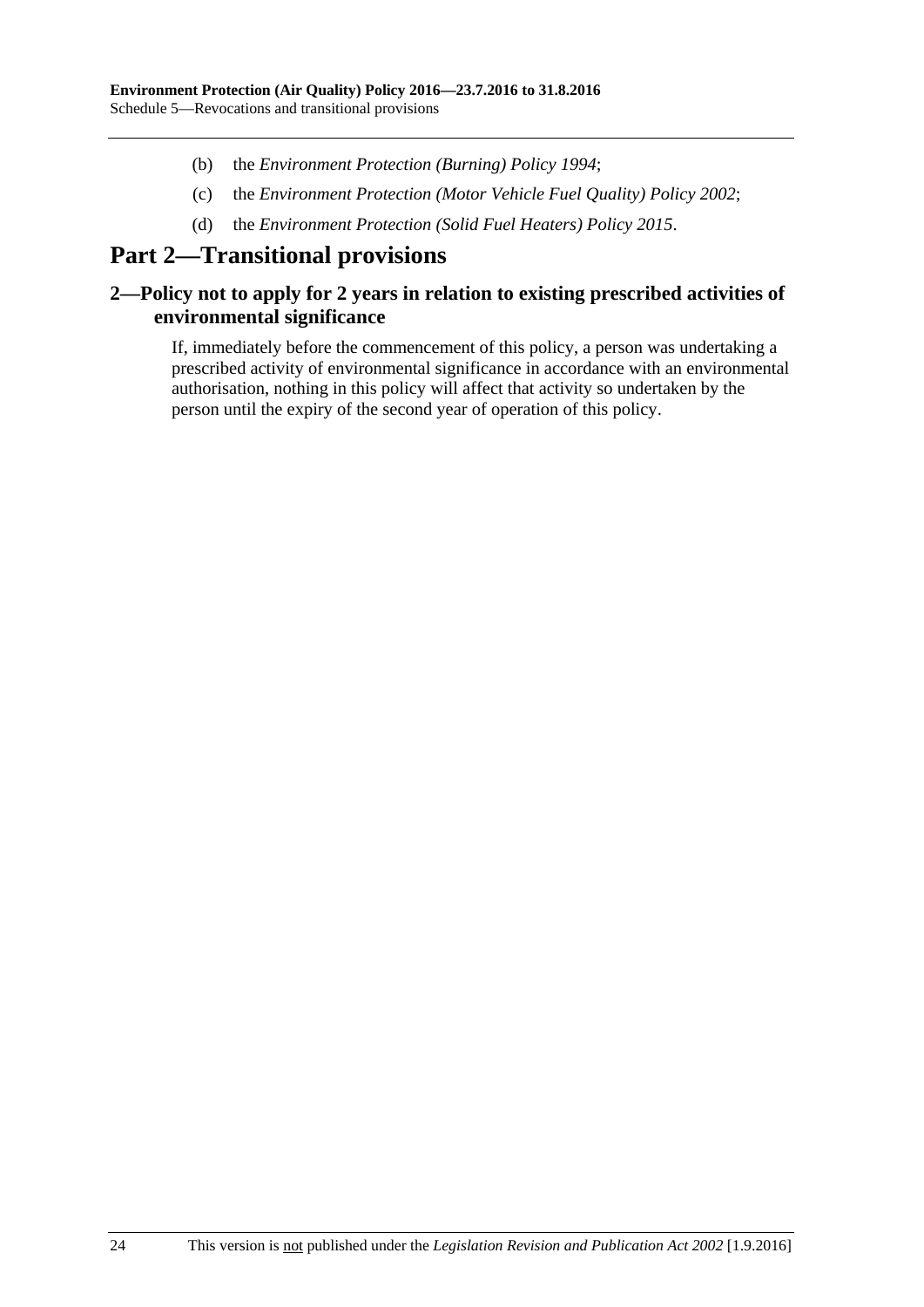(b) the *Environment Protection (Burning) Policy 1994*;

(c) the *Environment Protection (Motor Vehicle Fuel Quality) Policy 2002*;

(d) the *Environment Protection (Solid Fuel Heaters) Policy 2015*.

# Part 2—Transitional provisions

## 2—Policy not to apply for 2 years in relation to existing prescribed activities of environmental significance

If, immediately before the commencement of this policy, a person was undertaking a prescribed activity of environmental significance in accordance with an environmental authorisation, nothing in this policy will affect that activity so undertaken by the person until the expiry of the second year of operation of this policy.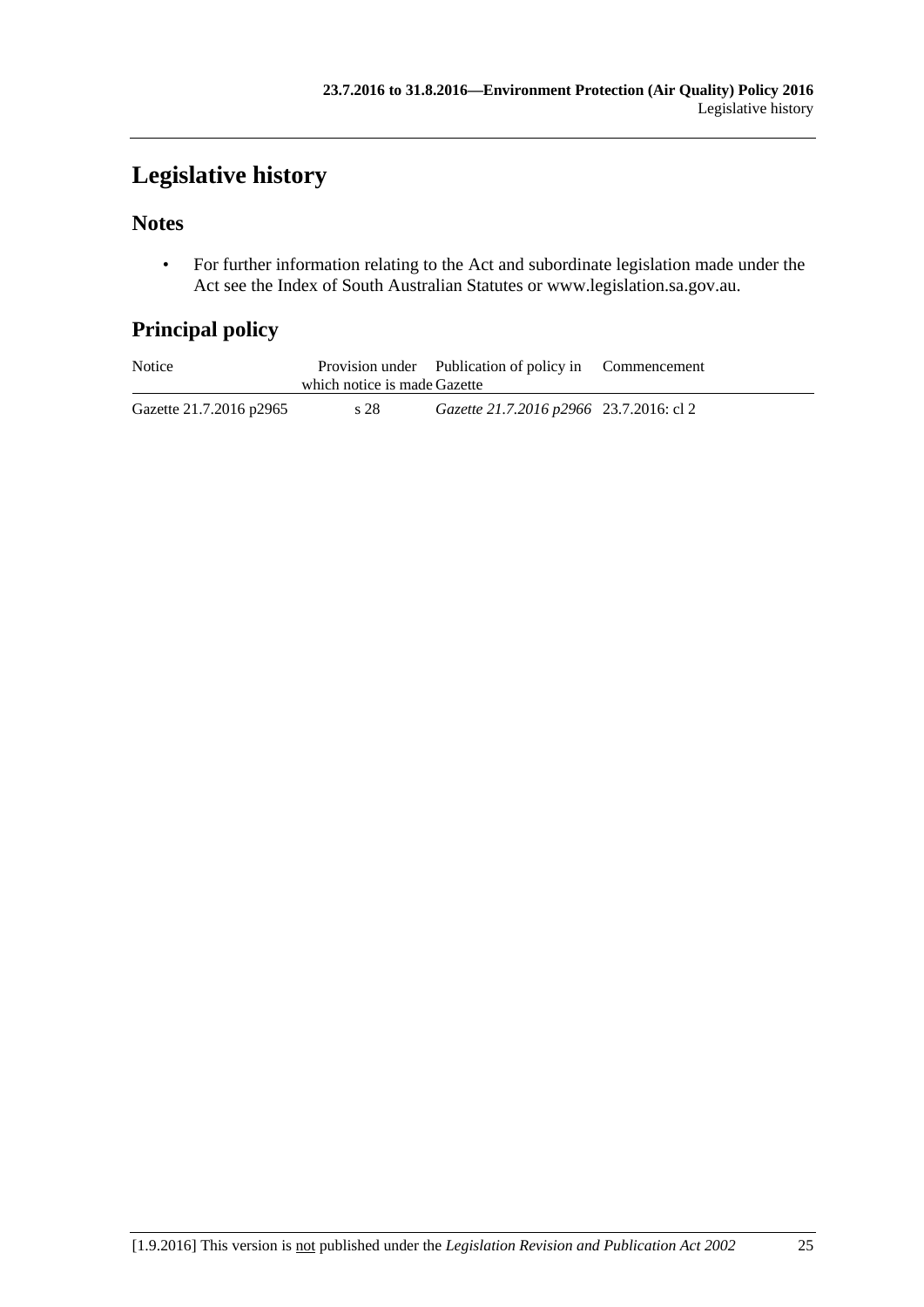# Legislative history

## Notes

- For further information relating to the Act and subordinate legislation made under the Act see the Index of South Australian Statutes or www.legislation.sa.gov.au.

## Principal policy

| Notice | Provision under which notice is made | Publication of policy in Gazette | Commencement |
|---|---|---|---|
| Gazette 21.7.2016 p2965 | s 28 | *Gazette 21.7.2016 p2966* | 23.7.2016: cl 2 |